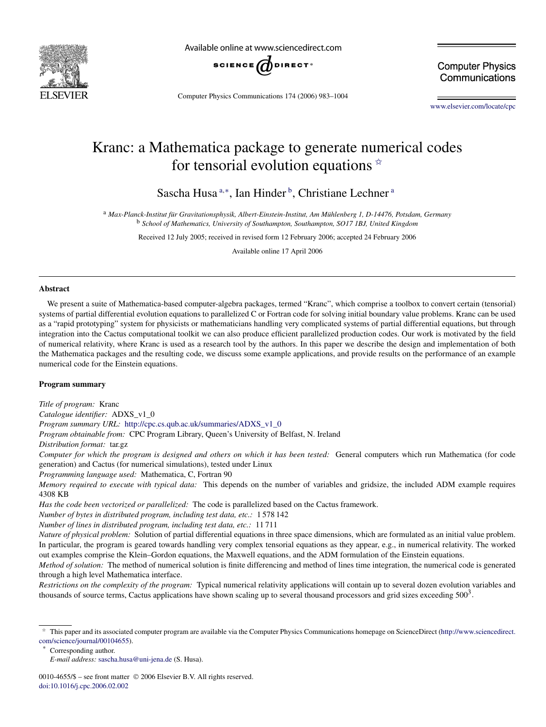# Kranc: a Mathematica package to generate numerical codes for tensorial evolution equations ☆

Sascha Husa [a,*], Ian Hinder [b], Christiane Lechner [a]

[a] *Max-Planck-Institut für Gravitationsphysik, Albert-Einstein-Institut, Am Mühlenberg 1, D-14476, Potsdam, Germany*
[b] *School of Mathematics, University of Southampton, Southampton, SO17 1BJ, United Kingdom*

Received 12 July 2005; received in revised form 12 February 2006; accepted 24 February 2006

Available online 17 April 2006

## Abstract

We present a suite of Mathematica-based computer-algebra packages, termed "Kranc", which comprise a toolbox to convert certain (tensorial) systems of partial differential evolution equations to parallelized C or Fortran code for solving initial boundary value problems. Kranc can be used as a "rapid prototyping" system for physicists or mathematicians handling very complicated systems of partial differential equations, but through integration into the Cactus computational toolkit we can also produce efficient parallelized production codes. Our work is motivated by the field of numerical relativity, where Kranc is used as a research tool by the authors. In this paper we describe the design and implementation of both the Mathematica packages and the resulting code, we discuss some example applications, and provide results on the performance of an example numerical code for the Einstein equations.

## Program summary

*Title of program:* Kranc
*Catalogue identifier:* ADXS_v1_0
*Program summary URL:* http://cpc.cs.qub.ac.uk/summaries/ADXS_v1_0
*Program obtainable from:* CPC Program Library, Queen's University of Belfast, N. Ireland
*Distribution format:* tar.gz
*Computer for which the program is designed and others on which it has been tested:* General computers which run Mathematica (for code generation) and Cactus (for numerical simulations), tested under Linux
*Programming language used:* Mathematica, C, Fortran 90
*Memory required to execute with typical data:* This depends on the number of variables and gridsize, the included ADM example requires 4308 KB
*Has the code been vectorized or parallelized:* The code is parallelized based on the Cactus framework.
*Number of bytes in distributed program, including test data, etc.:* 1 578 142
*Number of lines in distributed program, including test data, etc.:* 11 711
*Nature of physical problem:* Solution of partial differential equations in three space dimensions, which are formulated as an initial value problem. In particular, the program is geared towards handling very complex tensorial equations as they appear, e.g., in numerical relativity. The worked out examples comprise the Klein–Gordon equations, the Maxwell equations, and the ADM formulation of the Einstein equations.
*Method of solution:* The method of numerical solution is finite differencing and method of lines time integration, the numerical code is generated through a high level Mathematica interface.
*Restrictions on the complexity of the program:* Typical numerical relativity applications will contain up to several dozen evolution variables and thousands of source terms, Cactus applications have shown scaling up to several thousand processors and grid sizes exceeding $500^3$.

☆ This paper and its associated computer program are available via the Computer Physics Communications homepage on ScienceDirect (http://www.sciencedirect.com/science/journal/00104655).

\* Corresponding author.
*E-mail address:* sascha.husa@uni-jena.de (S. Husa).

0010-4655/$ – see front matter © 2006 Elsevier B.V. All rights reserved.
doi:10.1016/j.cpc.2006.02.002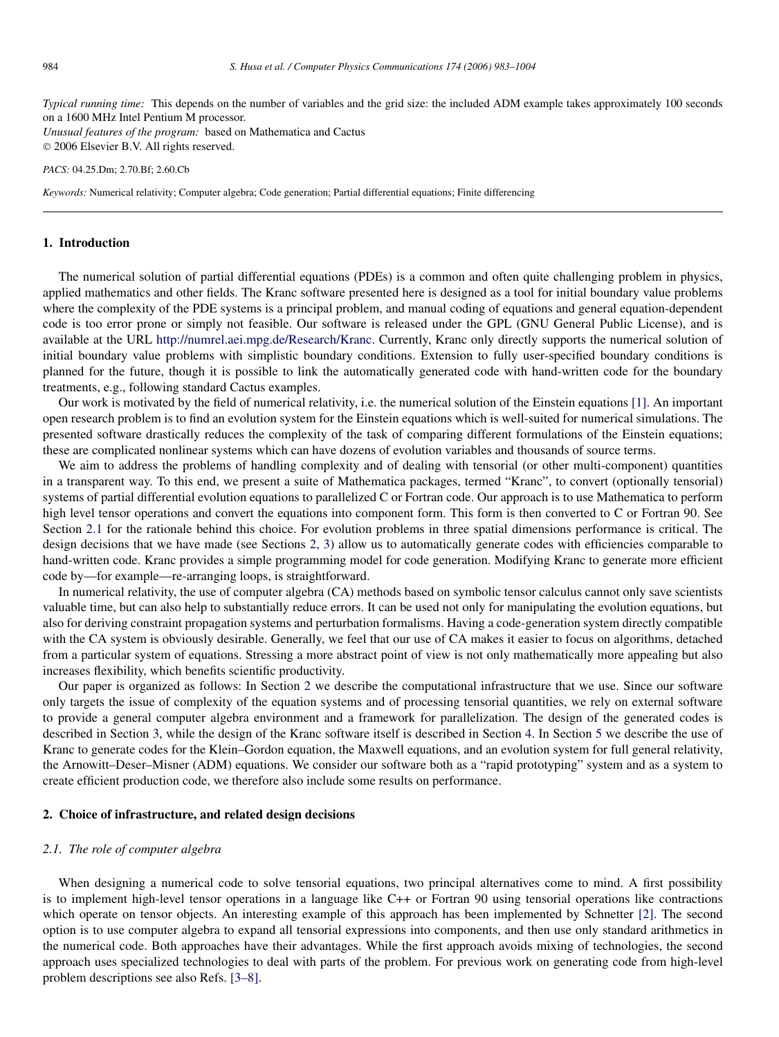*Typical running time:* This depends on the number of variables and the grid size: the included ADM example takes approximately 100 seconds on a 1600 MHz Intel Pentium M processor.
*Unusual features of the program:* based on Mathematica and Cactus
© 2006 Elsevier B.V. All rights reserved.

*PACS:* 04.25.Dm; 2.70.Bf; 2.60.Cb

*Keywords:* Numerical relativity; Computer algebra; Code generation; Partial differential equations; Finite differencing

## 1. Introduction

The numerical solution of partial differential equations (PDEs) is a common and often quite challenging problem in physics, applied mathematics and other fields. The Kranc software presented here is designed as a tool for initial boundary value problems where the complexity of the PDE systems is a principal problem, and manual coding of equations and general equation-dependent code is too error prone or simply not feasible. Our software is released under the GPL (GNU General Public License), and is available at the URL http://numrel.aei.mpg.de/Research/Kranc. Currently, Kranc only directly supports the numerical solution of initial boundary value problems with simplistic boundary conditions. Extension to fully user-specified boundary conditions is planned for the future, though it is possible to link the automatically generated code with hand-written code for the boundary treatments, e.g., following standard Cactus examples.

Our work is motivated by the field of numerical relativity, i.e. the numerical solution of the Einstein equations [1]. An important open research problem is to find an evolution system for the Einstein equations which is well-suited for numerical simulations. The presented software drastically reduces the complexity of the task of comparing different formulations of the Einstein equations; these are complicated nonlinear systems which can have dozens of evolution variables and thousands of source terms.

We aim to address the problems of handling complexity and of dealing with tensorial (or other multi-component) quantities in a transparent way. To this end, we present a suite of Mathematica packages, termed "Kranc", to convert (optionally tensorial) systems of partial differential evolution equations to parallelized C or Fortran code. Our approach is to use Mathematica to perform high level tensor operations and convert the equations into component form. This form is then converted to C or Fortran 90. See Section 2.1 for the rationale behind this choice. For evolution problems in three spatial dimensions performance is critical. The design decisions that we have made (see Sections 2, 3) allow us to automatically generate codes with efficiencies comparable to hand-written code. Kranc provides a simple programming model for code generation. Modifying Kranc to generate more efficient code by—for example—re-arranging loops, is straightforward.

In numerical relativity, the use of computer algebra (CA) methods based on symbolic tensor calculus cannot only save scientists valuable time, but can also help to substantially reduce errors. It can be used not only for manipulating the evolution equations, but also for deriving constraint propagation systems and perturbation formalisms. Having a code-generation system directly compatible with the CA system is obviously desirable. Generally, we feel that our use of CA makes it easier to focus on algorithms, detached from a particular system of equations. Stressing a more abstract point of view is not only mathematically more appealing but also increases flexibility, which benefits scientific productivity.

Our paper is organized as follows: In Section 2 we describe the computational infrastructure that we use. Since our software only targets the issue of complexity of the equation systems and of processing tensorial quantities, we rely on external software to provide a general computer algebra environment and a framework for parallelization. The design of the generated codes is described in Section 3, while the design of the Kranc software itself is described in Section 4. In Section 5 we describe the use of Kranc to generate codes for the Klein–Gordon equation, the Maxwell equations, and an evolution system for full general relativity, the Arnowitt–Deser–Misner (ADM) equations. We consider our software both as a "rapid prototyping" system and as a system to create efficient production code, we therefore also include some results on performance.

## 2. Choice of infrastructure, and related design decisions

### 2.1. The role of computer algebra

When designing a numerical code to solve tensorial equations, two principal alternatives come to mind. A first possibility is to implement high-level tensor operations in a language like C++ or Fortran 90 using tensorial operations like contractions which operate on tensor objects. An interesting example of this approach has been implemented by Schnetter [2]. The second option is to use computer algebra to expand all tensorial expressions into components, and then use only standard arithmetics in the numerical code. Both approaches have their advantages. While the first approach avoids mixing of technologies, the second approach uses specialized technologies to deal with parts of the problem. For previous work on generating code from high-level problem descriptions see also Refs. [3–8].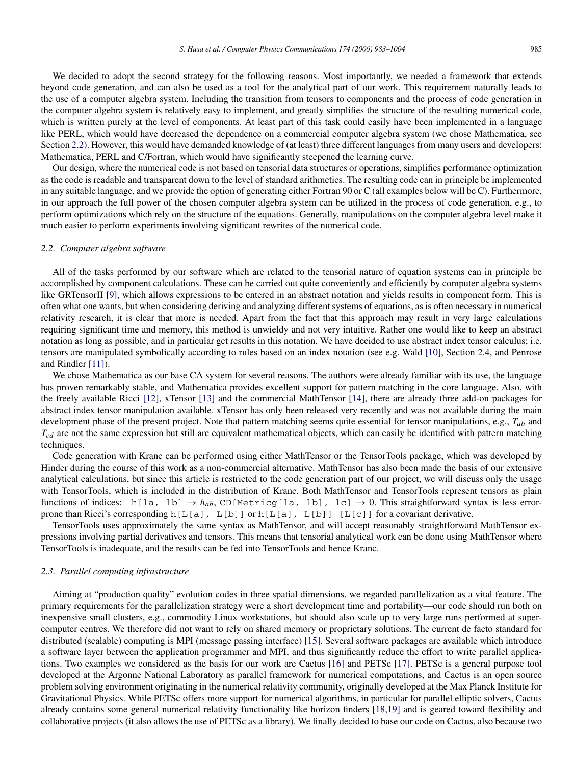We decided to adopt the second strategy for the following reasons. Most importantly, we needed a framework that extends beyond code generation, and can also be used as a tool for the analytical part of our work. This requirement naturally leads to the use of a computer algebra system. Including the transition from tensors to components and the process of code generation in the computer algebra system is relatively easy to implement, and greatly simplifies the structure of the resulting numerical code, which is written purely at the level of components. At least part of this task could easily have been implemented in a language like PERL, which would have decreased the dependence on a commercial computer algebra system (we chose Mathematica, see Section 2.2). However, this would have demanded knowledge of (at least) three different languages from many users and developers: Mathematica, PERL and C/Fortran, which would have significantly steepened the learning curve.

Our design, where the numerical code is not based on tensorial data structures or operations, simplifies performance optimization as the code is readable and transparent down to the level of standard arithmetics. The resulting code can in principle be implemented in any suitable language, and we provide the option of generating either Fortran 90 or C (all examples below will be C). Furthermore, in our approach the full power of the chosen computer algebra system can be utilized in the process of code generation, e.g., to perform optimizations which rely on the structure of the equations. Generally, manipulations on the computer algebra level make it much easier to perform experiments involving significant rewrites of the numerical code.

### 2.2. Computer algebra software

All of the tasks performed by our software which are related to the tensorial nature of equation systems can in principle be accomplished by component calculations. These can be carried out quite conveniently and efficiently by computer algebra systems like GRTensorII [9], which allows expressions to be entered in an abstract notation and yields results in component form. This is often what one wants, but when considering deriving and analyzing different systems of equations, as is often necessary in numerical relativity research, it is clear that more is needed. Apart from the fact that this approach may result in very large calculations requiring significant time and memory, this method is unwieldy and not very intuitive. Rather one would like to keep an abstract notation as long as possible, and in particular get results in this notation. We have decided to use abstract index tensor calculus; i.e. tensors are manipulated symbolically according to rules based on an index notation (see e.g. Wald [10], Section 2.4, and Penrose and Rindler [11]).

We chose Mathematica as our base CA system for several reasons. The authors were already familiar with its use, the language has proven remarkably stable, and Mathematica provides excellent support for pattern matching in the core language. Also, with the freely available Ricci [12], xTensor [13] and the commercial MathTensor [14], there are already three add-on packages for abstract index tensor manipulation available. xTensor has only been released very recently and was not available during the main development phase of the present project. Note that pattern matching seems quite essential for tensor manipulations, e.g., $T_{ab}$ and $T_{cd}$ are not the same expression but still are equivalent mathematical objects, which can easily be identified with pattern matching techniques.

Code generation with Kranc can be performed using either MathTensor or the TensorTools package, which was developed by Hinder during the course of this work as a non-commercial alternative. MathTensor has also been made the basis of our extensive analytical calculations, but since this article is restricted to the code generation part of our project, we will discuss only the usage with TensorTools, which is included in the distribution of Kranc. Both MathTensor and TensorTools represent tensors as plain functions of indices: `h[la, lb]` $\to h_{ab}$, `CD[Metricg[la, lb], lc]` $\to 0$. This straightforward syntax is less error-prone than Ricci's corresponding `h[L[a], L[b]]` or `h[L[a], L[b]] [L[c]]` for a covariant derivative.

TensorTools uses approximately the same syntax as MathTensor, and will accept reasonably straightforward MathTensor expressions involving partial derivatives and tensors. This means that tensorial analytical work can be done using MathTensor where TensorTools is inadequate, and the results can be fed into TensorTools and hence Kranc.

### 2.3. Parallel computing infrastructure

Aiming at "production quality" evolution codes in three spatial dimensions, we regarded parallelization as a vital feature. The primary requirements for the parallelization strategy were a short development time and portability—our code should run both on inexpensive small clusters, e.g., commodity Linux workstations, but should also scale up to very large runs performed at supercomputer centres. We therefore did not want to rely on shared memory or proprietary solutions. The current de facto standard for distributed (scalable) computing is MPI (message passing interface) [15]. Several software packages are available which introduce a software layer between the application programmer and MPI, and thus significantly reduce the effort to write parallel applications. Two examples we considered as the basis for our work are Cactus [16] and PETSc [17]. PETSc is a general purpose tool developed at the Argonne National Laboratory as parallel framework for numerical computations, and Cactus is an open source problem solving environment originating in the numerical relativity community, originally developed at the Max Planck Institute for Gravitational Physics. While PETSc offers more support for numerical algorithms, in particular for parallel elliptic solvers, Cactus already contains some general numerical relativity functionality like horizon finders [18,19] and is geared toward flexibility and collaborative projects (it also allows the use of PETSc as a library). We finally decided to base our code on Cactus, also because two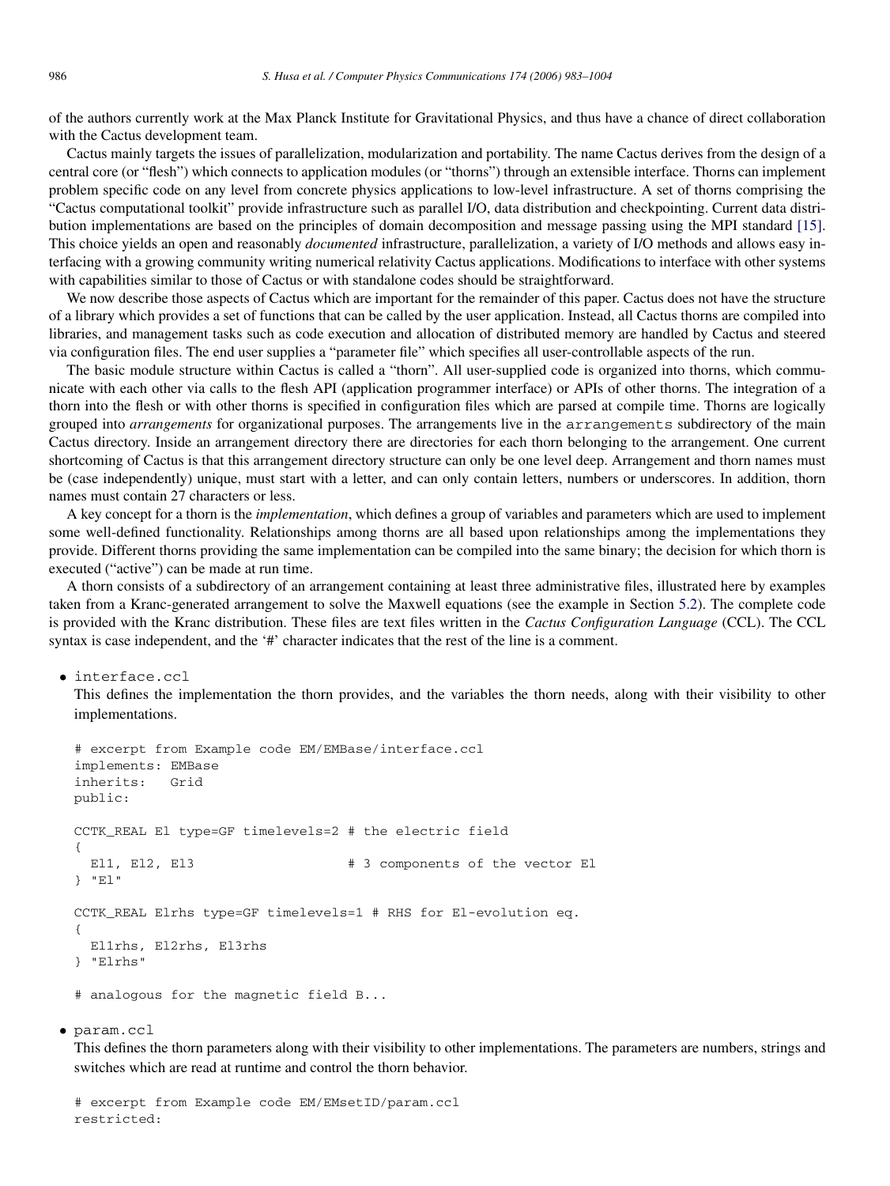of the authors currently work at the Max Planck Institute for Gravitational Physics, and thus have a chance of direct collaboration with the Cactus development team.

Cactus mainly targets the issues of parallelization, modularization and portability. The name Cactus derives from the design of a central core (or "flesh") which connects to application modules (or "thorns") through an extensible interface. Thorns can implement problem specific code on any level from concrete physics applications to low-level infrastructure. A set of thorns comprising the "Cactus computational toolkit" provide infrastructure such as parallel I/O, data distribution and checkpointing. Current data distribution implementations are based on the principles of domain decomposition and message passing using the MPI standard [15]. This choice yields an open and reasonably *documented* infrastructure, parallelization, a variety of I/O methods and allows easy interfacing with a growing community writing numerical relativity Cactus applications. Modifications to interface with other systems with capabilities similar to those of Cactus or with standalone codes should be straightforward.

We now describe those aspects of Cactus which are important for the remainder of this paper. Cactus does not have the structure of a library which provides a set of functions that can be called by the user application. Instead, all Cactus thorns are compiled into libraries, and management tasks such as code execution and allocation of distributed memory are handled by Cactus and steered via configuration files. The end user supplies a "parameter file" which specifies all user-controllable aspects of the run.

The basic module structure within Cactus is called a "thorn". All user-supplied code is organized into thorns, which communicate with each other via calls to the flesh API (application programmer interface) or APIs of other thorns. The integration of a thorn into the flesh or with other thorns is specified in configuration files which are parsed at compile time. Thorns are logically grouped into *arrangements* for organizational purposes. The arrangements live in the `arrangements` subdirectory of the main Cactus directory. Inside an arrangement directory there are directories for each thorn belonging to the arrangement. One current shortcoming of Cactus is that this arrangement directory structure can only be one level deep. Arrangement and thorn names must be (case independently) unique, must start with a letter, and can only contain letters, numbers or underscores. In addition, thorn names must contain 27 characters or less.

A key concept for a thorn is the *implementation*, which defines a group of variables and parameters which are used to implement some well-defined functionality. Relationships among thorns are all based upon relationships among the implementations they provide. Different thorns providing the same implementation can be compiled into the same binary; the decision for which thorn is executed ("active") can be made at run time.

A thorn consists of a subdirectory of an arrangement containing at least three administrative files, illustrated here by examples taken from a Kranc-generated arrangement to solve the Maxwell equations (see the example in Section 5.2). The complete code is provided with the Kranc distribution. These files are text files written in the *Cactus Configuration Language* (CCL). The CCL syntax is case independent, and the '#' character indicates that the rest of the line is a comment.

- `interface.ccl`
  This defines the implementation the thorn provides, and the variables the thorn needs, along with their visibility to other implementations.

```
# excerpt from Example code EM/EMBase/interface.ccl
implements: EMBase
inherits:   Grid
public:

CCTK_REAL El type=GF timelevels=2 # the electric field
{
  El1, El2, El3                   # 3 components of the vector El
} "El"

CCTK_REAL Elrhs type=GF timelevels=1 # RHS for El-evolution eq.
{
  El1rhs, El2rhs, El3rhs
} "Elrhs"

# analogous for the magnetic field B...
```

- `param.ccl`
  This defines the thorn parameters along with their visibility to other implementations. The parameters are numbers, strings and switches which are read at runtime and control the thorn behavior.

```
# excerpt from Example code EM/EMsetID/param.ccl
restricted:
```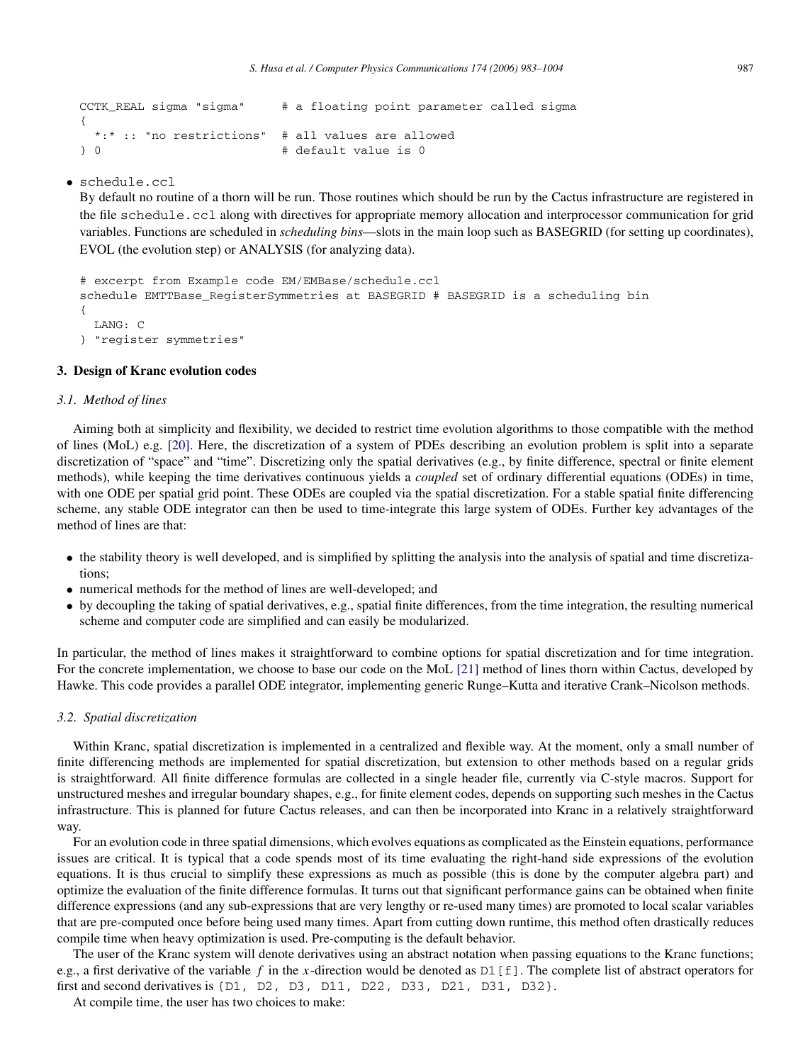```
CCTK_REAL sigma "sigma"     # a floating point parameter called sigma
{
  *:* :: "no restrictions"  # all values are allowed
} 0                         # default value is 0
```

- `schedule.ccl`
  By default no routine of a thorn will be run. Those routines which should be run by the Cactus infrastructure are registered in the file `schedule.ccl` along with directives for appropriate memory allocation and interprocessor communication for grid variables. Functions are scheduled in *scheduling bins*—slots in the main loop such as BASEGRID (for setting up coordinates), EVOL (the evolution step) or ANALYSIS (for analyzing data).

```
# excerpt from Example code EM/EMBase/schedule.ccl
schedule EMTTBase_RegisterSymmetries at BASEGRID # BASEGRID is a scheduling bin
{
  LANG: C
} "register symmetries"
```

## 3. Design of Kranc evolution codes

### 3.1. Method of lines

Aiming both at simplicity and flexibility, we decided to restrict time evolution algorithms to those compatible with the method of lines (MoL) e.g. [20]. Here, the discretization of a system of PDEs describing an evolution problem is split into a separate discretization of "space" and "time". Discretizing only the spatial derivatives (e.g., by finite difference, spectral or finite element methods), while keeping the time derivatives continuous yields a *coupled* set of ordinary differential equations (ODEs) in time, with one ODE per spatial grid point. These ODEs are coupled via the spatial discretization. For a stable spatial finite differencing scheme, any stable ODE integrator can then be used to time-integrate this large system of ODEs. Further key advantages of the method of lines are that:

- the stability theory is well developed, and is simplified by splitting the analysis into the analysis of spatial and time discretizations;
- numerical methods for the method of lines are well-developed; and
- by decoupling the taking of spatial derivatives, e.g., spatial finite differences, from the time integration, the resulting numerical scheme and computer code are simplified and can easily be modularized.

In particular, the method of lines makes it straightforward to combine options for spatial discretization and for time integration. For the concrete implementation, we choose to base our code on the MoL [21] method of lines thorn within Cactus, developed by Hawke. This code provides a parallel ODE integrator, implementing generic Runge–Kutta and iterative Crank–Nicolson methods.

### 3.2. Spatial discretization

Within Kranc, spatial discretization is implemented in a centralized and flexible way. At the moment, only a small number of finite differencing methods are implemented for spatial discretization, but extension to other methods based on a regular grids is straightforward. All finite difference formulas are collected in a single header file, currently via C-style macros. Support for unstructured meshes and irregular boundary shapes, e.g., for finite element codes, depends on supporting such meshes in the Cactus infrastructure. This is planned for future Cactus releases, and can then be incorporated into Kranc in a relatively straightforward way.

For an evolution code in three spatial dimensions, which evolves equations as complicated as the Einstein equations, performance issues are critical. It is typical that a code spends most of its time evaluating the right-hand side expressions of the evolution equations. It is thus crucial to simplify these expressions as much as possible (this is done by the computer algebra part) and optimize the evaluation of the finite difference formulas. It turns out that significant performance gains can be obtained when finite difference expressions (and any sub-expressions that are very lengthy or re-used many times) are promoted to local scalar variables that are pre-computed once before being used many times. Apart from cutting down runtime, this method often drastically reduces compile time when heavy optimization is used. Pre-computing is the default behavior.

The user of the Kranc system will denote derivatives using an abstract notation when passing equations to the Kranc functions; e.g., a first derivative of the variable $f$ in the $x$-direction would be denoted as `D1[f]`. The complete list of abstract operators for first and second derivatives is `{D1, D2, D3, D11, D22, D33, D21, D31, D32}`.

At compile time, the user has two choices to make: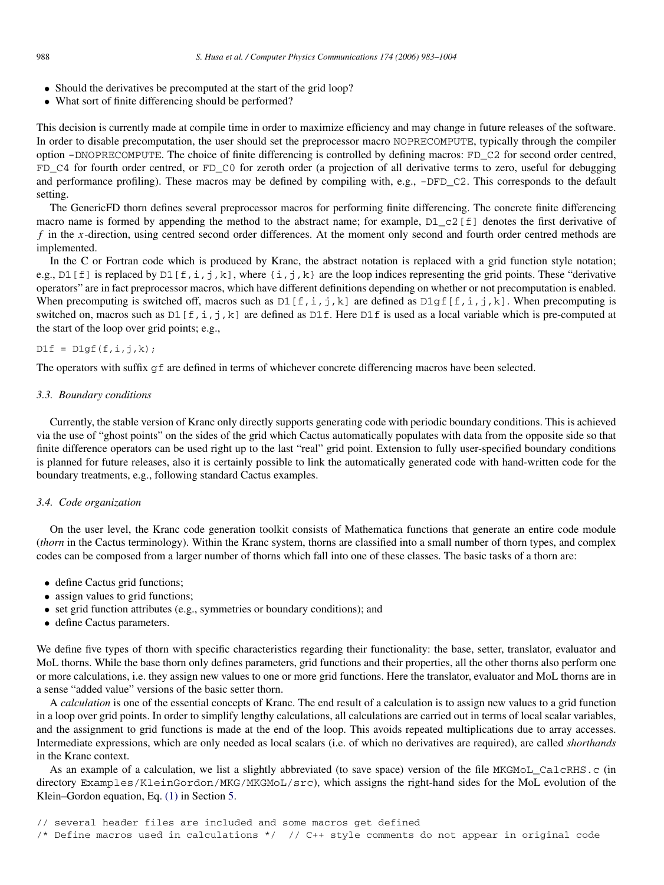- Should the derivatives be precomputed at the start of the grid loop?
- What sort of finite differencing should be performed?

This decision is currently made at compile time in order to maximize efficiency and may change in future releases of the software. In order to disable precomputation, the user should set the preprocessor macro `NOPRECOMPUTE`, typically through the compiler option `-DNOPRECOMPUTE`. The choice of finite differencing is controlled by defining macros: `FD_C2` for second order centred, `FD_C4` for fourth order centred, or `FD_C0` for zeroth order (a projection of all derivative terms to zero, useful for debugging and performance profiling). These macros may be defined by compiling with, e.g., `-DFD_C2`. This corresponds to the default setting.

The GenericFD thorn defines several preprocessor macros for performing finite differencing. The concrete finite differencing macro name is formed by appending the method to the abstract name; for example, `D1_c2[f]` denotes the first derivative of $f$ in the $x$-direction, using centred second order differences. At the moment only second and fourth order centred methods are implemented.

In the C or Fortran code which is produced by Kranc, the abstract notation is replaced with a grid function style notation; e.g., `D1[f]` is replaced by `D1[f,i,j,k]`, where `{i,j,k}` are the loop indices representing the grid points. These "derivative operators" are in fact preprocessor macros, which have different definitions depending on whether or not precomputation is enabled. When precomputing is switched off, macros such as `D1[f,i,j,k]` are defined as `D1gf[f,i,j,k]`. When precomputing is switched on, macros such as `D1[f,i,j,k]` are defined as `D1f`. Here `D1f` is used as a local variable which is pre-computed at the start of the loop over grid points; e.g.,

```
D1f = D1gf(f,i,j,k);
```

The operators with suffix `gf` are defined in terms of whichever concrete differencing macros have been selected.

### 3.3. Boundary conditions

Currently, the stable version of Kranc only directly supports generating code with periodic boundary conditions. This is achieved via the use of "ghost points" on the sides of the grid which Cactus automatically populates with data from the opposite side so that finite difference operators can be used right up to the last "real" grid point. Extension to fully user-specified boundary conditions is planned for future releases, also it is certainly possible to link the automatically generated code with hand-written code for the boundary treatments, e.g., following standard Cactus examples.

### 3.4. Code organization

On the user level, the Kranc code generation toolkit consists of Mathematica functions that generate an entire code module (*thorn* in the Cactus terminology). Within the Kranc system, thorns are classified into a small number of thorn types, and complex codes can be composed from a larger number of thorns which fall into one of these classes. The basic tasks of a thorn are:

- define Cactus grid functions;
- assign values to grid functions;
- set grid function attributes (e.g., symmetries or boundary conditions); and
- define Cactus parameters.

We define five types of thorn with specific characteristics regarding their functionality: the base, setter, translator, evaluator and MoL thorns. While the base thorn only defines parameters, grid functions and their properties, all the other thorns also perform one or more calculations, i.e. they assign new values to one or more grid functions. Here the translator, evaluator and MoL thorns are in a sense "added value" versions of the basic setter thorn.

A *calculation* is one of the essential concepts of Kranc. The end result of a calculation is to assign new values to a grid function in a loop over grid points. In order to simplify lengthy calculations, all calculations are carried out in terms of local scalar variables, and the assignment to grid functions is made at the end of the loop. This avoids repeated multiplications due to array accesses. Intermediate expressions, which are only needed as local scalars (i.e. of which no derivatives are required), are called *shorthands* in the Kranc context.

As an example of a calculation, we list a slightly abbreviated (to save space) version of the file `MKGMoL_CalcRHS.c` (in directory `Examples/KleinGordon/MKG/MKGMoL/src`), which assigns the right-hand sides for the MoL evolution of the Klein–Gordon equation, Eq. (1) in Section 5.

```
// several header files are included and some macros get defined
/* Define macros used in calculations */  // C++ style comments do not appear in original code
```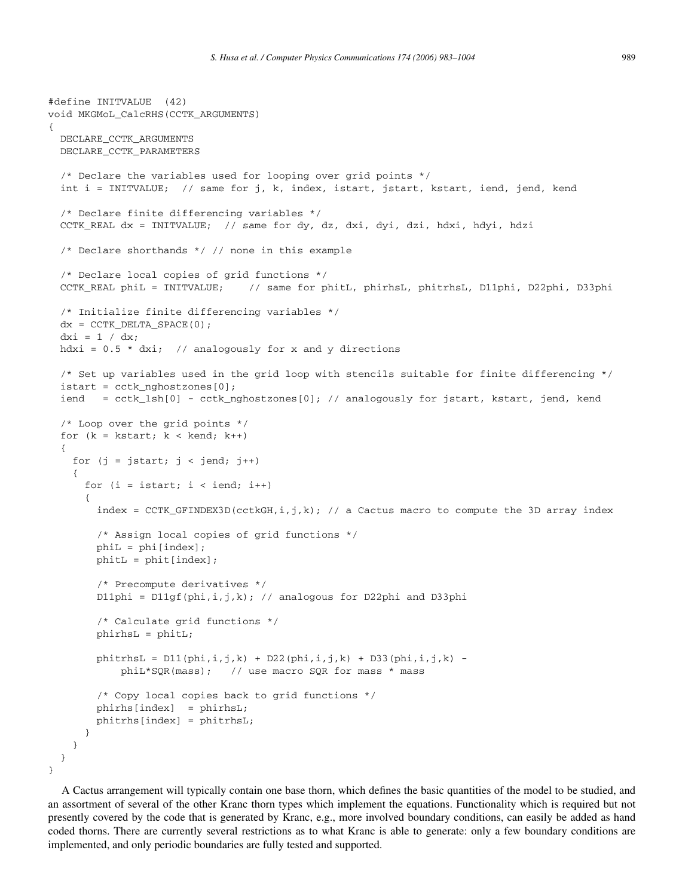```
#define INITVALUE  (42)
void MKGMoL_CalcRHS(CCTK_ARGUMENTS)
{
  DECLARE_CCTK_ARGUMENTS
  DECLARE_CCTK_PARAMETERS

  /* Declare the variables used for looping over grid points */
  int i = INITVALUE;  // same for j, k, index, istart, jstart, kstart, iend, jend, kend

  /* Declare finite differencing variables */
  CCTK_REAL dx = INITVALUE;  // same for dy, dz, dxi, dyi, dzi, hdxi, hdyi, hdzi

  /* Declare shorthands */ // none in this example

  /* Declare local copies of grid functions */
  CCTK_REAL phiL = INITVALUE;    // same for phitL, phirhsL, phitrhsL, D11phi, D22phi, D33phi

  /* Initialize finite differencing variables */
  dx = CCTK_DELTA_SPACE(0);
  dxi = 1 / dx;
  hdxi = 0.5 * dxi;  // analogously for x and y directions

  /* Set up variables used in the grid loop with stencils suitable for finite differencing */
  istart = cctk_nghostzones[0];
  iend   = cctk_lsh[0] - cctk_nghostzones[0]; // analogously for jstart, kstart, jend, kend

  /* Loop over the grid points */
  for (k = kstart; k < kend; k++)
  {
    for (j = jstart; j < jend; j++)
    {
      for (i = istart; i < iend; i++)
      {
        index = CCTK_GFINDEX3D(cctkGH,i,j,k); // a Cactus macro to compute the 3D array index

        /* Assign local copies of grid functions */
        phiL = phi[index];
        phitL = phit[index];

        /* Precompute derivatives */
        D11phi = D11gf(phi,i,j,k); // analogous for D22phi and D33phi

        /* Calculate grid functions */
        phirhsL = phitL;

        phitrhsL = D11(phi,i,j,k) + D22(phi,i,j,k) + D33(phi,i,j,k) -
            phiL*SQR(mass);   // use macro SQR for mass * mass

        /* Copy local copies back to grid functions */
        phirhs[index]  = phirhsL;
        phitrhs[index] = phitrhsL;
      }
    }
  }
}
```

A Cactus arrangement will typically contain one base thorn, which defines the basic quantities of the model to be studied, and an assortment of several of the other Kranc thorn types which implement the equations. Functionality which is required but not presently covered by the code that is generated by Kranc, e.g., more involved boundary conditions, can easily be added as hand coded thorns. There are currently several restrictions as to what Kranc is able to generate: only a few boundary conditions are implemented, and only periodic boundaries are fully tested and supported.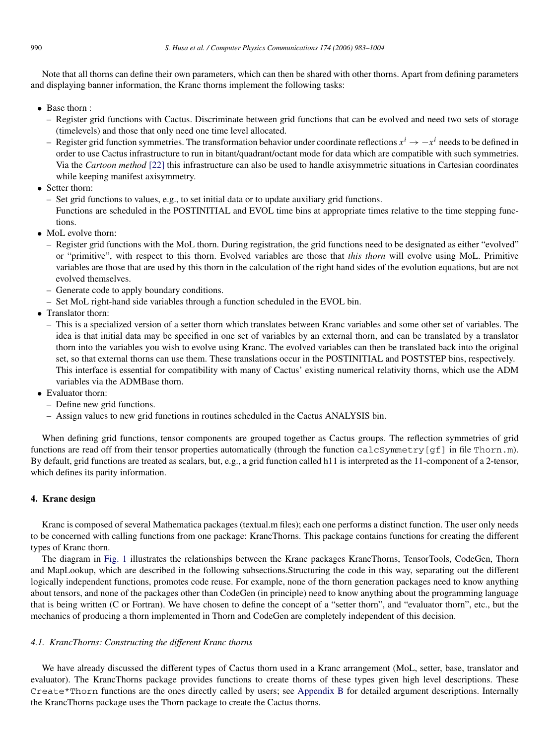Note that all thorns can define their own parameters, which can then be shared with other thorns. Apart from defining parameters and displaying banner information, the Kranc thorns implement the following tasks:

- Base thorn :
  - Register grid functions with Cactus. Discriminate between grid functions that can be evolved and need two sets of storage (timelevels) and those that only need one time level allocated.
  - Register grid function symmetries. The transformation behavior under coordinate reflections $x^i \to -x^i$ needs to be defined in order to use Cactus infrastructure to run in bitant/quadrant/octant mode for data which are compatible with such symmetries. Via the *Cartoon method* [22] this infrastructure can also be used to handle axisymmetric situations in Cartesian coordinates while keeping manifest axisymmetry.
- Setter thorn:
  - Set grid functions to values, e.g., to set initial data or to update auxiliary grid functions.
    Functions are scheduled in the POSTINITIAL and EVOL time bins at appropriate times relative to the time stepping functions.
- MoL evolve thorn:
  - Register grid functions with the MoL thorn. During registration, the grid functions need to be designated as either "evolved" or "primitive", with respect to this thorn. Evolved variables are those that *this thorn* will evolve using MoL. Primitive variables are those that are used by this thorn in the calculation of the right hand sides of the evolution equations, but are not evolved themselves.
  - Generate code to apply boundary conditions.
  - Set MoL right-hand side variables through a function scheduled in the EVOL bin.
- Translator thorn:
  - This is a specialized version of a setter thorn which translates between Kranc variables and some other set of variables. The idea is that initial data may be specified in one set of variables by an external thorn, and can be translated by a translator thorn into the variables you wish to evolve using Kranc. The evolved variables can then be translated back into the original set, so that external thorns can use them. These translations occur in the POSTINITIAL and POSTSTEP bins, respectively.
    This interface is essential for compatibility with many of Cactus' existing numerical relativity thorns, which use the ADM variables via the ADMBase thorn.
- Evaluator thorn:
  - Define new grid functions.
  - Assign values to new grid functions in routines scheduled in the Cactus ANALYSIS bin.

When defining grid functions, tensor components are grouped together as Cactus groups. The reflection symmetries of grid functions are read off from their tensor properties automatically (through the function `calcSymmetry[gf]` in file `Thorn.m`). By default, grid functions are treated as scalars, but, e.g., a grid function called h11 is interpreted as the 11-component of a 2-tensor, which defines its parity information.

## 4. Kranc design

Kranc is composed of several Mathematica packages (textual.m files); each one performs a distinct function. The user only needs to be concerned with calling functions from one package: KrancThorns. This package contains functions for creating the different types of Kranc thorn.

The diagram in Fig. 1 illustrates the relationships between the Kranc packages KrancThorns, TensorTools, CodeGen, Thorn and MapLookup, which are described in the following subsections.Structuring the code in this way, separating out the different logically independent functions, promotes code reuse. For example, none of the thorn generation packages need to know anything about tensors, and none of the packages other than CodeGen (in principle) need to know anything about the programming language that is being written (C or Fortran). We have chosen to define the concept of a "setter thorn", and "evaluator thorn", etc., but the mechanics of producing a thorn implemented in Thorn and CodeGen are completely independent of this decision.

### *4.1. KrancThorns: Constructing the different Kranc thorns*

We have already discussed the different types of Cactus thorn used in a Kranc arrangement (MoL, setter, base, translator and evaluator). The KrancThorns package provides functions to create thorns of these types given high level descriptions. These `Create*Thorn` functions are the ones directly called by users; see Appendix B for detailed argument descriptions. Internally the KrancThorns package uses the Thorn package to create the Cactus thorns.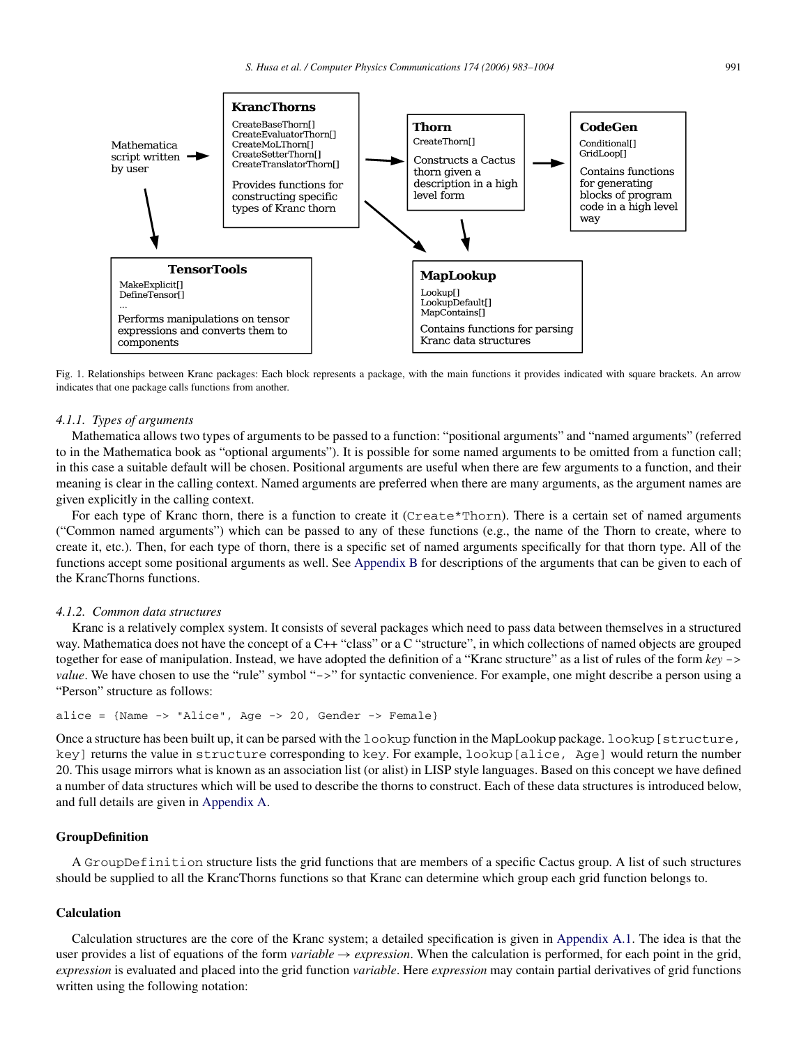Fig. 1. Relationships between Kranc packages: Each block represents a package, with the main functions it provides indicated with square brackets. An arrow indicates that one package calls functions from another.

#### 4.1.1. *Types of arguments*

Mathematica allows two types of arguments to be passed to a function: "positional arguments" and "named arguments" (referred to in the Mathematica book as "optional arguments"). It is possible for some named arguments to be omitted from a function call; in this case a suitable default will be chosen. Positional arguments are useful when there are few arguments to a function, and their meaning is clear in the calling context. Named arguments are preferred when there are many arguments, as the argument names are given explicitly in the calling context.

For each type of Kranc thorn, there is a function to create it (`Create*Thorn`). There is a certain set of named arguments ("Common named arguments") which can be passed to any of these functions (e.g., the name of the Thorn to create, where to create it, etc.). Then, for each type of thorn, there is a specific set of named arguments specifically for that thorn type. All of the functions accept some positional arguments as well. See Appendix B for descriptions of the arguments that can be given to each of the KrancThorns functions.

#### 4.1.2. *Common data structures*

Kranc is a relatively complex system. It consists of several packages which need to pass data between themselves in a structured way. Mathematica does not have the concept of a C++ "class" or a C "structure", in which collections of named objects are grouped together for ease of manipulation. Instead, we have adopted the definition of a "Kranc structure" as a list of rules of the form *key* `->` *value*. We have chosen to use the "rule" symbol "`->`" for syntactic convenience. For example, one might describe a person using a "Person" structure as follows:

```
alice = {Name -> "Alice", Age -> 20, Gender -> Female}
```

Once a structure has been built up, it can be parsed with the `lookup` function in the MapLookup package. `lookup[structure, key]` returns the value in `structure` corresponding to `key`. For example, `lookup[alice, Age]` would return the number 20. This usage mirrors what is known as an association list (or alist) in LISP style languages. Based on this concept we have defined a number of data structures which will be used to describe the thorns to construct. Each of these data structures is introduced below, and full details are given in Appendix A.

**GroupDefinition**

A `GroupDefinition` structure lists the grid functions that are members of a specific Cactus group. A list of such structures should be supplied to all the KrancThorns functions so that Kranc can determine which group each grid function belongs to.

**Calculation**

Calculation structures are the core of the Kranc system; a detailed specification is given in Appendix A.1. The idea is that the user provides a list of equations of the form *variable* → *expression*. When the calculation is performed, for each point in the grid, *expression* is evaluated and placed into the grid function *variable*. Here *expression* may contain partial derivatives of grid functions written using the following notation: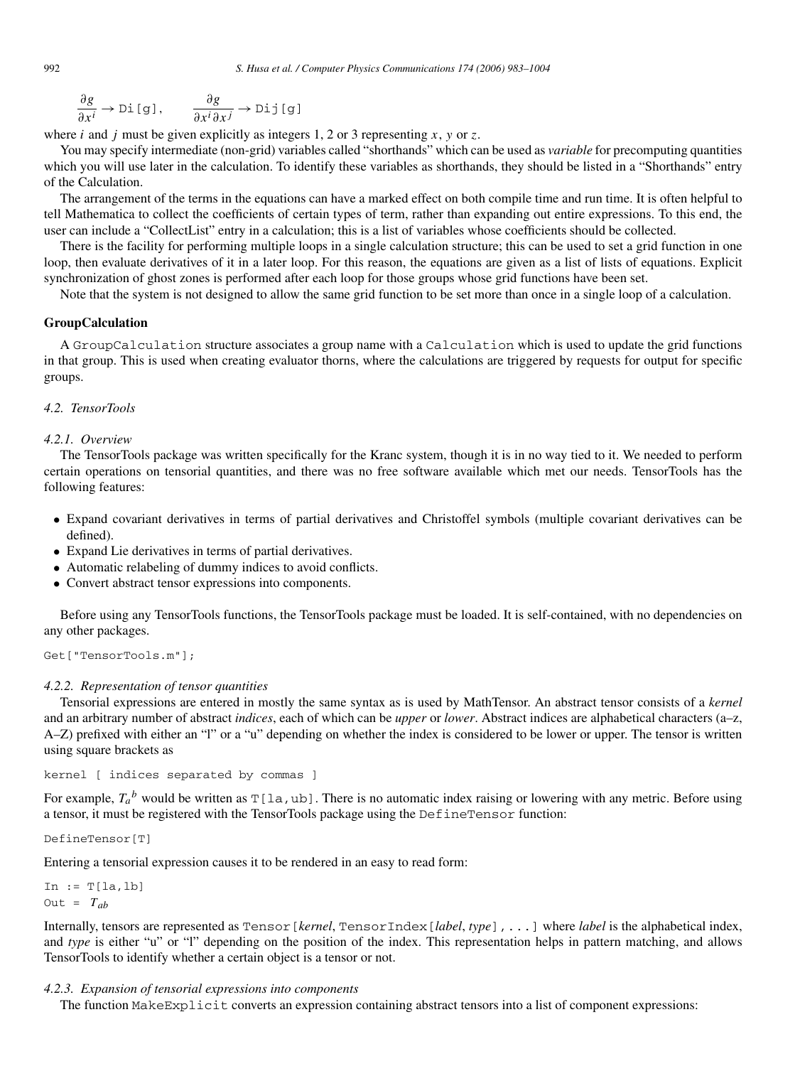$$\frac{\partial g}{\partial x^i} \to \texttt{Di[g]}, \qquad \frac{\partial g}{\partial x^i \partial x^j} \to \texttt{Dij[g]}$$

where $i$ and $j$ must be given explicitly as integers 1, 2 or 3 representing $x$, $y$ or $z$.

You may specify intermediate (non-grid) variables called "shorthands" which can be used as *variable* for precomputing quantities which you will use later in the calculation. To identify these variables as shorthands, they should be listed in a "Shorthands" entry of the Calculation.

The arrangement of the terms in the equations can have a marked effect on both compile time and run time. It is often helpful to tell Mathematica to collect the coefficients of certain types of term, rather than expanding out entire expressions. To this end, the user can include a "CollectList" entry in a calculation; this is a list of variables whose coefficients should be collected.

There is the facility for performing multiple loops in a single calculation structure; this can be used to set a grid function in one loop, then evaluate derivatives of it in a later loop. For this reason, the equations are given as a list of lists of equations. Explicit synchronization of ghost zones is performed after each loop for those groups whose grid functions have been set.

Note that the system is not designed to allow the same grid function to be set more than once in a single loop of a calculation.

**GroupCalculation**

A `GroupCalculation` structure associates a group name with a `Calculation` which is used to update the grid functions in that group. This is used when creating evaluator thorns, where the calculations are triggered by requests for output for specific groups.

### *4.2. TensorTools*

#### *4.2.1. Overview*

The TensorTools package was written specifically for the Kranc system, though it is in no way tied to it. We needed to perform certain operations on tensorial quantities, and there was no free software available which met our needs. TensorTools has the following features:

- Expand covariant derivatives in terms of partial derivatives and Christoffel symbols (multiple covariant derivatives can be defined).
- Expand Lie derivatives in terms of partial derivatives.
- Automatic relabeling of dummy indices to avoid conflicts.
- Convert abstract tensor expressions into components.

Before using any TensorTools functions, the TensorTools package must be loaded. It is self-contained, with no dependencies on any other packages.

```
Get["TensorTools.m"];
```

#### *4.2.2. Representation of tensor quantities*

Tensorial expressions are entered in mostly the same syntax as is used by MathTensor. An abstract tensor consists of a *kernel* and an arbitrary number of abstract *indices*, each of which can be *upper* or *lower*. Abstract indices are alphabetical characters (a–z, A–Z) prefixed with either an "l" or a "u" depending on whether the index is considered to be lower or upper. The tensor is written using square brackets as

```
kernel [ indices separated by commas ]
```

For example, ${T_a}^b$ would be written as `T[la,ub]`. There is no automatic index raising or lowering with any metric. Before using a tensor, it must be registered with the TensorTools package using the `DefineTensor` function:

```
DefineTensor[T]
```

Entering a tensorial expression causes it to be rendered in an easy to read form:

```
In := T[la,lb]
```
Out = $T_{ab}$

Internally, tensors are represented as `Tensor[`*kernel*`, TensorIndex[`*label*`,` *type*`], ...]` where *label* is the alphabetical index, and *type* is either "u" or "l" depending on the position of the index. This representation helps in pattern matching, and allows TensorTools to identify whether a certain object is a tensor or not.

#### *4.2.3. Expansion of tensorial expressions into components*

The function `MakeExplicit` converts an expression containing abstract tensors into a list of component expressions: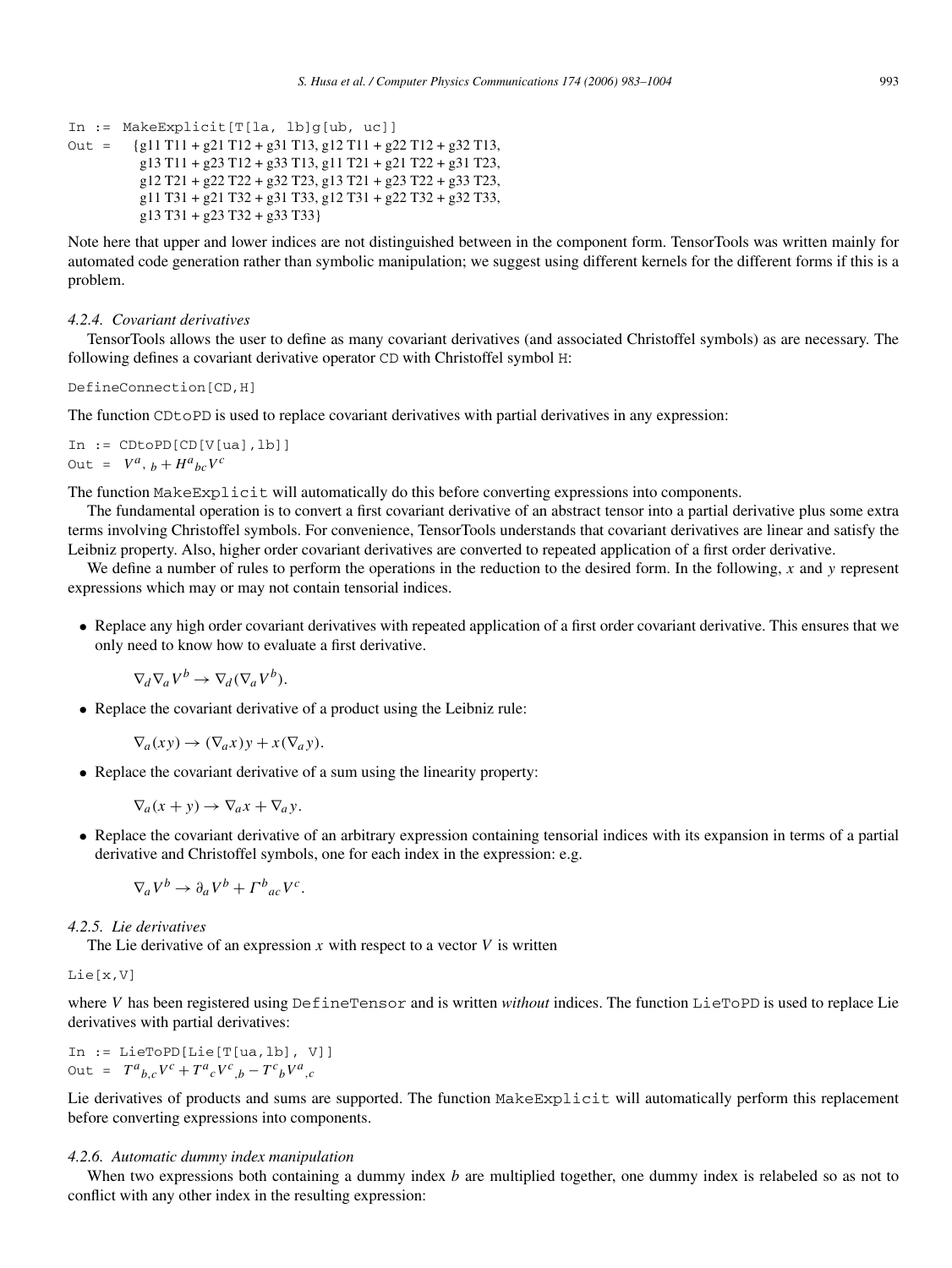```
In := MakeExplicit[T[la, lb]g[ub, uc]]
Out =   {g11 T11 + g21 T12 + g31 T13, g12 T11 + g22 T12 + g32 T13,
         g13 T11 + g23 T12 + g33 T13, g11 T21 + g21 T22 + g31 T23,
         g12 T21 + g22 T22 + g32 T23, g13 T21 + g23 T22 + g33 T23,
         g11 T31 + g21 T32 + g31 T33, g12 T31 + g22 T32 + g32 T33,
         g13 T31 + g23 T32 + g33 T33}
```

Note here that upper and lower indices are not distinguished between in the component form. TensorTools was written mainly for automated code generation rather than symbolic manipulation; we suggest using different kernels for the different forms if this is a problem.

#### 4.2.4. Covariant derivatives

TensorTools allows the user to define as many covariant derivatives (and associated Christoffel symbols) as are necessary. The following defines a covariant derivative operator `CD` with Christoffel symbol `H`:

```
DefineConnection[CD,H]
```

The function `CDtoPD` is used to replace covariant derivatives with partial derivatives in any expression:

```
In := CDtoPD[CD[V[ua],lb]]
```
Out = $V^{a}{}_{,\,b} + H^{a}{}_{bc} V^{c}$

The function `MakeExplicit` will automatically do this before converting expressions into components.

The fundamental operation is to convert a first covariant derivative of an abstract tensor into a partial derivative plus some extra terms involving Christoffel symbols. For convenience, TensorTools understands that covariant derivatives are linear and satisfy the Leibniz property. Also, higher order covariant derivatives are converted to repeated application of a first order derivative.

We define a number of rules to perform the operations in the reduction to the desired form. In the following, $x$ and $y$ represent expressions which may or may not contain tensorial indices.

- Replace any high order covariant derivatives with repeated application of a first order covariant derivative. This ensures that we only need to know how to evaluate a first derivative.

$$\nabla_d \nabla_a V^b \to \nabla_d (\nabla_a V^b).$$

- Replace the covariant derivative of a product using the Leibniz rule:

$$\nabla_a (xy) \to (\nabla_a x) y + x (\nabla_a y).$$

- Replace the covariant derivative of a sum using the linearity property:

$$\nabla_a (x + y) \to \nabla_a x + \nabla_a y.$$

- Replace the covariant derivative of an arbitrary expression containing tensorial indices with its expansion in terms of a partial derivative and Christoffel symbols, one for each index in the expression: e.g.

$$\nabla_a V^b \to \partial_a V^b + \Gamma^{b}{}_{ac} V^c.$$

#### 4.2.5. Lie derivatives

The Lie derivative of an expression $x$ with respect to a vector $V$ is written

```
Lie[x,V]
```

where $V$ has been registered using `DefineTensor` and is written *without* indices. The function `LieToPD` is used to replace Lie derivatives with partial derivatives:

```
In := LieToPD[Lie[T[ua,lb], V]]
```
Out = $T^{a}{}_{b,c} V^{c} + T^{a}{}_{c} V^{c}{}_{,b} - T^{c}{}_{b} V^{a}{}_{,c}$

Lie derivatives of products and sums are supported. The function `MakeExplicit` will automatically perform this replacement before converting expressions into components.

#### 4.2.6. Automatic dummy index manipulation

When two expressions both containing a dummy index $b$ are multiplied together, one dummy index is relabeled so as not to conflict with any other index in the resulting expression: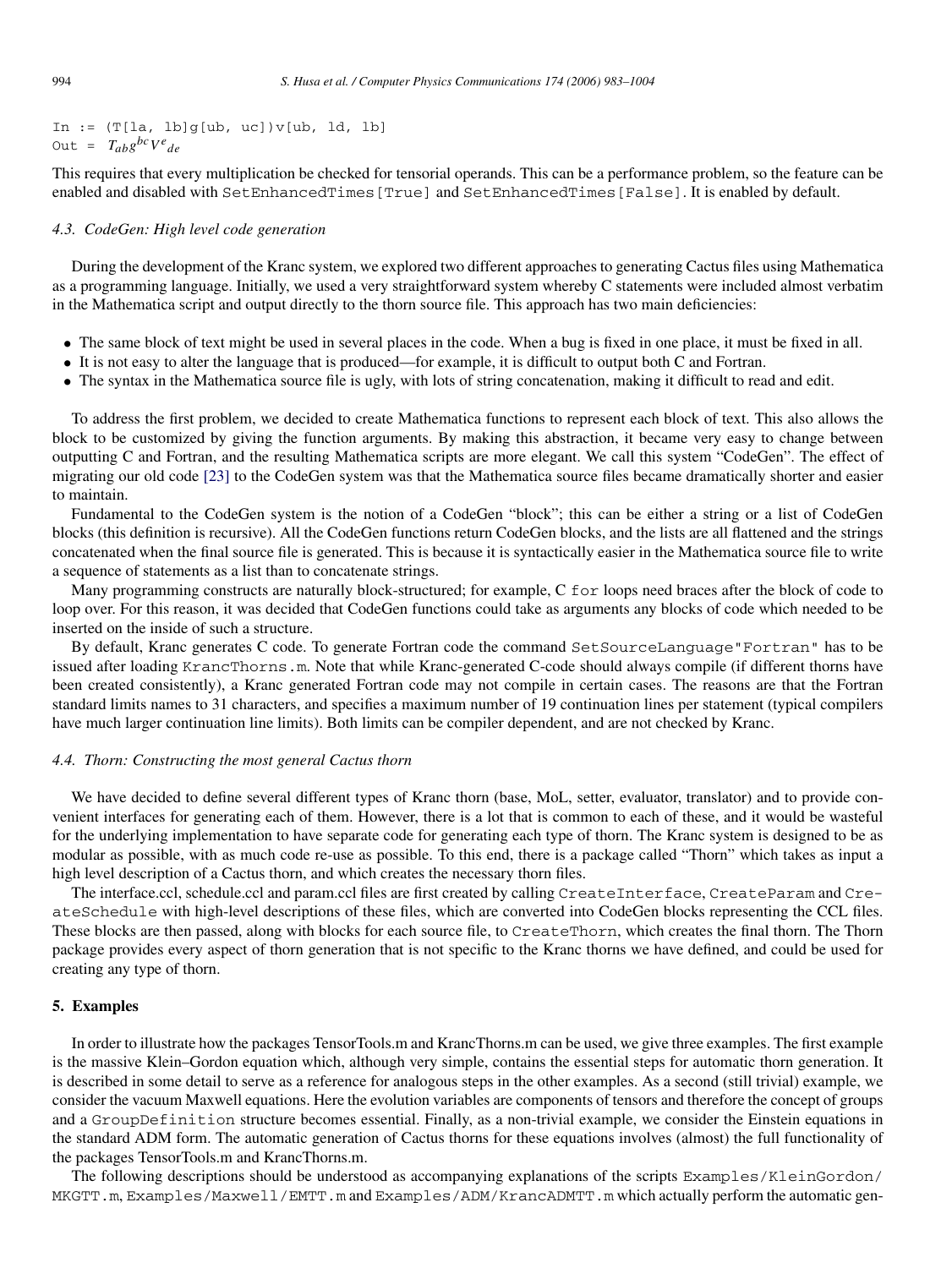```
In := (T[la, lb]g[ub, uc])v[ub, ld, lb]
Out = T_{ab}g^{bc}V^{e}_{de}
```

This requires that every multiplication be checked for tensorial operands. This can be a performance problem, so the feature can be enabled and disabled with `SetEnhancedTimes[True]` and `SetEnhancedTimes[False]`. It is enabled by default.

### 4.3. CodeGen: High level code generation

During the development of the Kranc system, we explored two different approaches to generating Cactus files using Mathematica as a programming language. Initially, we used a very straightforward system whereby C statements were included almost verbatim in the Mathematica script and output directly to the thorn source file. This approach has two main deficiencies:

- The same block of text might be used in several places in the code. When a bug is fixed in one place, it must be fixed in all.
- It is not easy to alter the language that is produced—for example, it is difficult to output both C and Fortran.
- The syntax in the Mathematica source file is ugly, with lots of string concatenation, making it difficult to read and edit.

To address the first problem, we decided to create Mathematica functions to represent each block of text. This also allows the block to be customized by giving the function arguments. By making this abstraction, it became very easy to change between outputting C and Fortran, and the resulting Mathematica scripts are more elegant. We call this system "CodeGen". The effect of migrating our old code [23] to the CodeGen system was that the Mathematica source files became dramatically shorter and easier to maintain.

Fundamental to the CodeGen system is the notion of a CodeGen "block"; this can be either a string or a list of CodeGen blocks (this definition is recursive). All the CodeGen functions return CodeGen blocks, and the lists are all flattened and the strings concatenated when the final source file is generated. This is because it is syntactically easier in the Mathematica source file to write a sequence of statements as a list than to concatenate strings.

Many programming constructs are naturally block-structured; for example, C `for` loops need braces after the block of code to loop over. For this reason, it was decided that CodeGen functions could take as arguments any blocks of code which needed to be inserted on the inside of such a structure.

By default, Kranc generates C code. To generate Fortran code the command `SetSourceLanguage"Fortran"` has to be issued after loading `KrancThorns.m`. Note that while Kranc-generated C-code should always compile (if different thorns have been created consistently), a Kranc generated Fortran code may not compile in certain cases. The reasons are that the Fortran standard limits names to 31 characters, and specifies a maximum number of 19 continuation lines per statement (typical compilers have much larger continuation line limits). Both limits can be compiler dependent, and are not checked by Kranc.

### 4.4. Thorn: Constructing the most general Cactus thorn

We have decided to define several different types of Kranc thorn (base, MoL, setter, evaluator, translator) and to provide convenient interfaces for generating each of them. However, there is a lot that is common to each of these, and it would be wasteful for the underlying implementation to have separate code for generating each type of thorn. The Kranc system is designed to be as modular as possible, with as much code re-use as possible. To this end, there is a package called "Thorn" which takes as input a high level description of a Cactus thorn, and which creates the necessary thorn files.

The interface.ccl, schedule.ccl and param.ccl files are first created by calling `CreateInterface`, `CreateParam` and `CreateSchedule` with high-level descriptions of these files, which are converted into CodeGen blocks representing the CCL files. These blocks are then passed, along with blocks for each source file, to `CreateThorn`, which creates the final thorn. The Thorn package provides every aspect of thorn generation that is not specific to the Kranc thorns we have defined, and could be used for creating any type of thorn.

## 5. Examples

In order to illustrate how the packages TensorTools.m and KrancThorns.m can be used, we give three examples. The first example is the massive Klein–Gordon equation which, although very simple, contains the essential steps for automatic thorn generation. It is described in some detail to serve as a reference for analogous steps in the other examples. As a second (still trivial) example, we consider the vacuum Maxwell equations. Here the evolution variables are components of tensors and therefore the concept of groups and a `GroupDefinition` structure becomes essential. Finally, as a non-trivial example, we consider the Einstein equations in the standard ADM form. The automatic generation of Cactus thorns for these equations involves (almost) the full functionality of the packages TensorTools.m and KrancThorns.m.

The following descriptions should be understood as accompanying explanations of the scripts `Examples/KleinGordon/MKGTT.m`, `Examples/Maxwell/EMTT.m` and `Examples/ADM/KrancADMTT.m` which actually perform the automatic gen-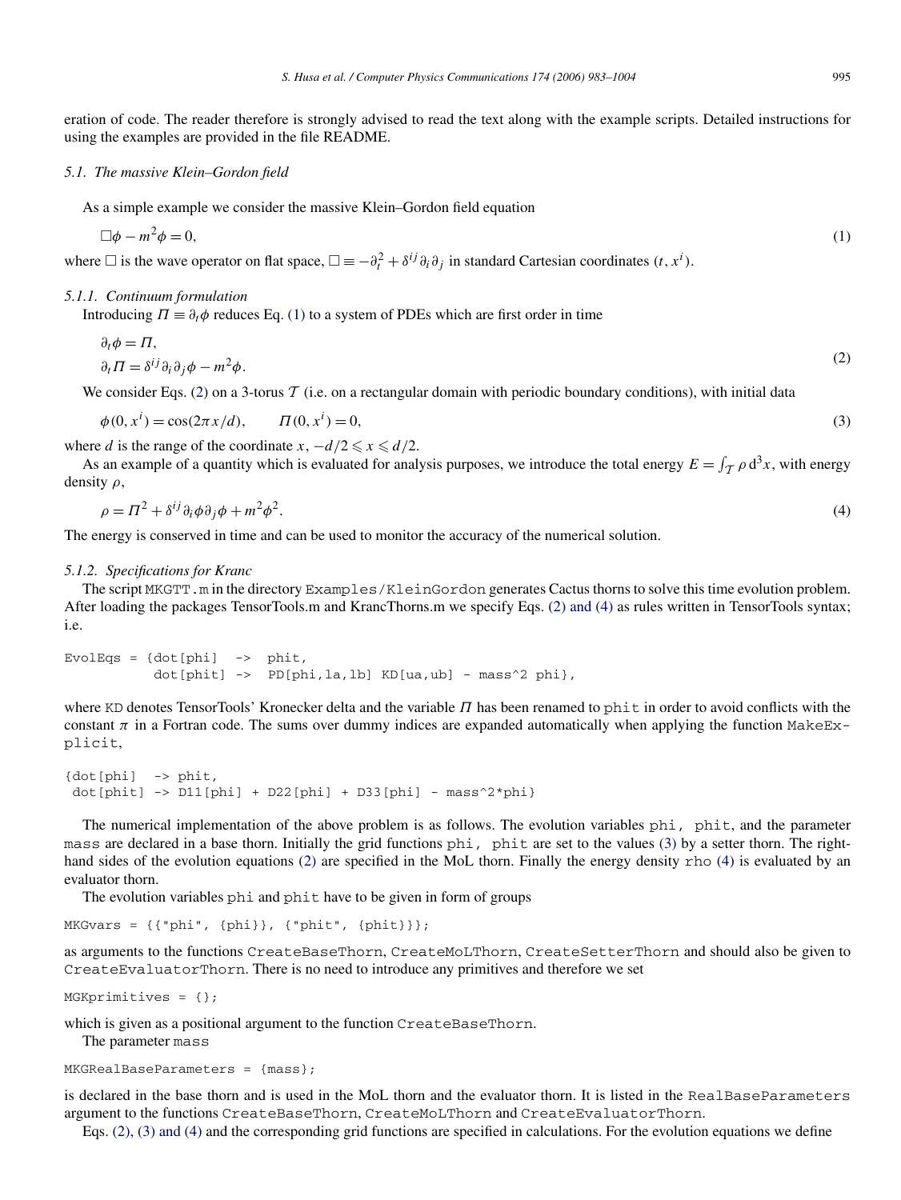eration of code. The reader therefore is strongly advised to read the text along with the example scripts. Detailed instructions for using the examples are provided in the file README.

### 5.1. The massive Klein–Gordon field

As a simple example we consider the massive Klein–Gordon field equation

$$\Box\phi - m^2\phi = 0, \tag{1}$$

where $\Box$ is the wave operator on flat space, $\Box \equiv -\partial_t^2 + \delta^{ij}\partial_i\partial_j$ in standard Cartesian coordinates $(t, x^i)$.

#### 5.1.1. Continuum formulation

Introducing $\Pi \equiv \partial_t\phi$ reduces Eq. (1) to a system of PDEs which are first order in time

$$\begin{aligned}
\partial_t\phi &= \Pi, \\
\partial_t\Pi &= \delta^{ij}\partial_i\partial_j\phi - m^2\phi.
\end{aligned} \tag{2}$$

We consider Eqs. (2) on a 3-torus $\mathcal{T}$ (i.e. on a rectangular domain with periodic boundary conditions), with initial data

$$\phi(0, x^i) = \cos(2\pi x/d), \qquad \Pi(0, x^i) = 0, \tag{3}$$

where $d$ is the range of the coordinate $x$, $-d/2 \leqslant x \leqslant d/2$.

As an example of a quantity which is evaluated for analysis purposes, we introduce the total energy $E = \int_{\mathcal{T}} \rho \, \mathrm{d}^3x$, with energy density $\rho$,

$$\rho = \Pi^2 + \delta^{ij}\partial_i\phi\partial_j\phi + m^2\phi^2. \tag{4}$$

The energy is conserved in time and can be used to monitor the accuracy of the numerical solution.

#### 5.1.2. Specifications for Kranc

The script `MKGTT.m` in the directory `Examples/KleinGordon` generates Cactus thorns to solve this time evolution problem. After loading the packages TensorTools.m and KrancThorns.m we specify Eqs. (2) and (4) as rules written in TensorTools syntax; i.e.

```
EvolEqs = {dot[phi]  ->  phit,
           dot[phit] ->  PD[phi,la,lb] KD[ua,ub] - mass^2 phi},
```

where `KD` denotes TensorTools' Kronecker delta and the variable $\Pi$ has been renamed to `phit` in order to avoid conflicts with the constant $\pi$ in a Fortran code. The sums over dummy indices are expanded automatically when applying the function `MakeExplicit`,

```
{dot[phi]  -> phit,
 dot[phit] -> D11[phi] + D22[phi] + D33[phi] - mass^2*phi}
```

The numerical implementation of the above problem is as follows. The evolution variables `phi`, `phit`, and the parameter `mass` are declared in a base thorn. Initially the grid functions `phi`, `phit` are set to the values (3) by a setter thorn. The right-hand sides of the evolution equations (2) are specified in the MoL thorn. Finally the energy density `rho` (4) is evaluated by an evaluator thorn.

The evolution variables `phi` and `phit` have to be given in form of groups

```
MKGvars = {{"phi", {phi}}, {"phit", {phit}}};
```

as arguments to the functions `CreateBaseThorn`, `CreateMoLThorn`, `CreateSetterThorn` and should also be given to `CreateEvaluatorThorn`. There is no need to introduce any primitives and therefore we set

```
MGKprimitives = {};
```

which is given as a positional argument to the function `CreateBaseThorn`.

The parameter `mass`

```
MKGRealBaseParameters = {mass};
```

is declared in the base thorn and is used in the MoL thorn and the evaluator thorn. It is listed in the `RealBaseParameters` argument to the functions `CreateBaseThorn`, `CreateMoLThorn` and `CreateEvaluatorThorn`.

Eqs. (2), (3) and (4) and the corresponding grid functions are specified in calculations. For the evolution equations we define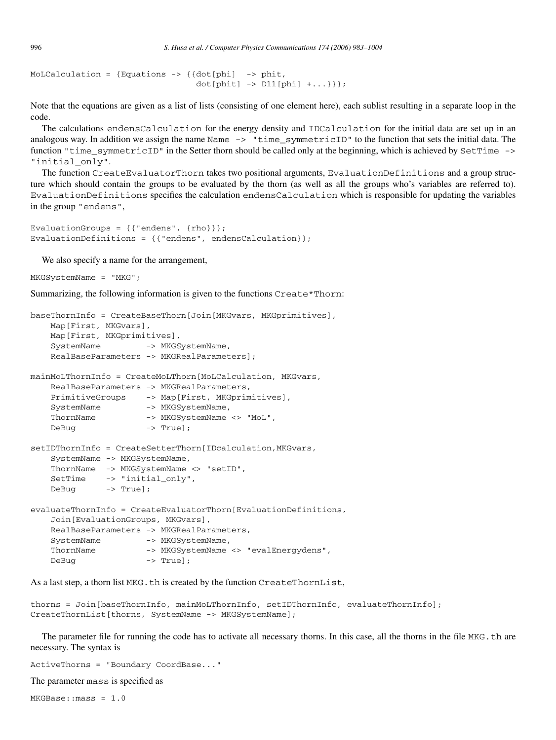```
MoLCalculation = {Equations -> {{dot[phi]  -> phit,
                                 dot[phit] -> D11[phi] +...}}};
```

Note that the equations are given as a list of lists (consisting of one element here), each sublist resulting in a separate loop in the code.

The calculations `endensCalculation` for the energy density and `IDCalculation` for the initial data are set up in an analogous way. In addition we assign the name `Name -> "time_symmetricID"` to the function that sets the initial data. The function `"time_symmetricID"` in the Setter thorn should be called only at the beginning, which is achieved by `SetTime -> "initial_only"`.

The function `CreateEvaluatorThorn` takes two positional arguments, `EvaluationDefinitions` and a group structure which should contain the groups to be evaluated by the thorn (as well as all the groups who's variables are referred to). `EvaluationDefinitions` specifies the calculation `endensCalculation` which is responsible for updating the variables in the group `"endens"`,

```
EvaluationGroups = {{"endens", {rho}}};
EvaluationDefinitions = {{"endens", endensCalculation}};
```

We also specify a name for the arrangement,

```
MKGSystemName = "MKG";
```

Summarizing, the following information is given to the functions `Create*Thorn`:

```
baseThornInfo = CreateBaseThorn[Join[MKGvars, MKGprimitives],
    Map[First, MKGvars],
    Map[First, MKGprimitives],
    SystemName          -> MKGSystemName,
    RealBaseParameters -> MKGRealParameters];

mainMoLThornInfo = CreateMoLThorn[MoLCalculation, MKGvars,
    RealBaseParameters -> MKGRealParameters,
    PrimitiveGroups    -> Map[First, MKGprimitives],
    SystemName          -> MKGSystemName,
    ThornName           -> MKGSystemName <> "MoL",
    DeBug               -> True];

setIDThornInfo = CreateSetterThorn[IDcalculation,MKGvars,
    SystemName -> MKGSystemName,
    ThornName  -> MKGSystemName <> "setID",
    SetTime    -> "initial_only",
    DeBug      -> True];

evaluateThornInfo = CreateEvaluatorThorn[EvaluationDefinitions,
    Join[EvaluationGroups, MKGvars],
    RealBaseParameters -> MKGRealParameters,
    SystemName          -> MKGSystemName,
    ThornName           -> MKGSystemName <> "evalEnergydens",
    DeBug               -> True];
```

As a last step, a thorn list `MKG.th` is created by the function `CreateThornList`,

```
thorns = Join[baseThornInfo, mainMoLThornInfo, setIDThornInfo, evaluateThornInfo];
CreateThornList[thorns, SystemName -> MKGSystemName];
```

The parameter file for running the code has to activate all necessary thorns. In this case, all the thorns in the file `MKG.th` are necessary. The syntax is

```
ActiveThorns = "Boundary CoordBase..."
```

The parameter `mass` is specified as

```
MKGBase::mass = 1.0
```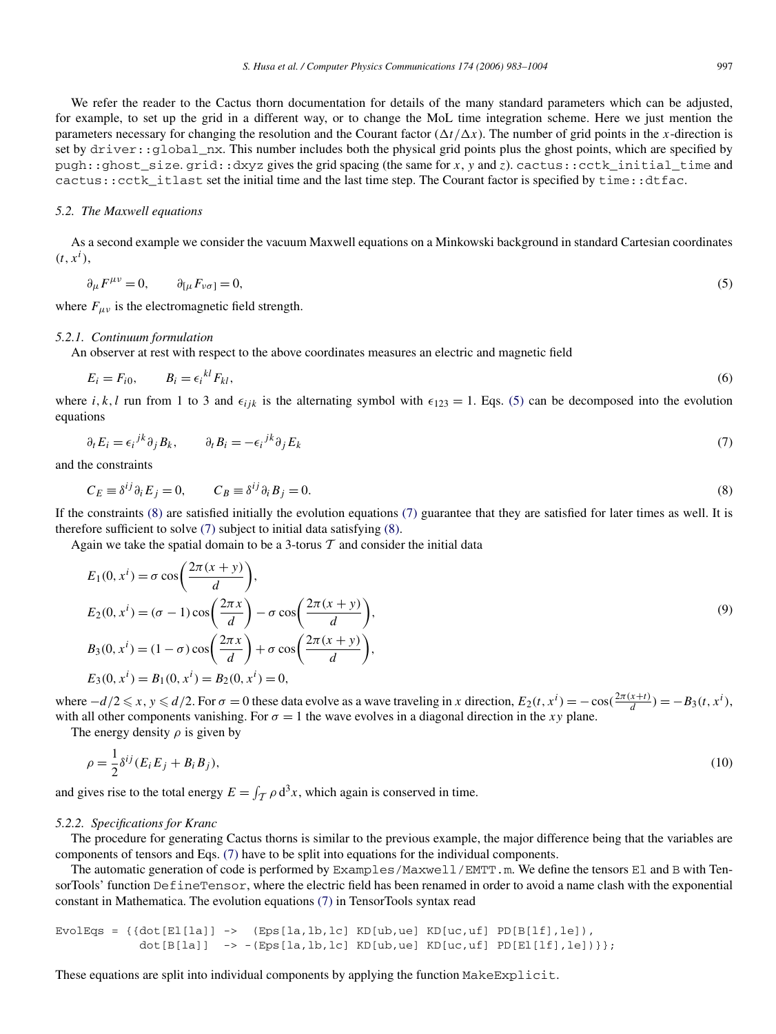We refer the reader to the Cactus thorn documentation for details of the many standard parameters which can be adjusted, for example, to set up the grid in a different way, or to change the MoL time integration scheme. Here we just mention the parameters necessary for changing the resolution and the Courant factor ($\Delta t/\Delta x$). The number of grid points in the $x$-direction is set by `driver::global_nx`. This number includes both the physical grid points plus the ghost points, which are specified by `pugh::ghost_size`. `grid::dxyz` gives the grid spacing (the same for $x$, $y$ and $z$). `cactus::cctk_initial_time` and `cactus::cctk_itlast` set the initial time and the last time step. The Courant factor is specified by `time::dtfac`.

### *5.2. The Maxwell equations*

As a second example we consider the vacuum Maxwell equations on a Minkowski background in standard Cartesian coordinates $(t, x^i)$,

$$\partial_\mu F^{\mu\nu} = 0, \qquad \partial_{[\mu} F_{\nu\sigma]} = 0, \tag{5}$$

where $F_{\mu\nu}$ is the electromagnetic field strength.

#### *5.2.1. Continuum formulation*

An observer at rest with respect to the above coordinates measures an electric and magnetic field

$$E_i = F_{i0}, \qquad B_i = \epsilon_i{}^{kl} F_{kl}, \tag{6}$$

where $i, k, l$ run from 1 to 3 and $\epsilon_{ijk}$ is the alternating symbol with $\epsilon_{123} = 1$. Eqs. (5) can be decomposed into the evolution equations

$$\partial_t E_i = \epsilon_i{}^{jk} \partial_j B_k, \qquad \partial_t B_i = -\epsilon_i{}^{jk} \partial_j E_k \tag{7}$$

and the constraints

$$C_E \equiv \delta^{ij} \partial_i E_j = 0, \qquad C_B \equiv \delta^{ij} \partial_i B_j = 0. \tag{8}$$

If the constraints (8) are satisfied initially the evolution equations (7) guarantee that they are satisfied for later times as well. It is therefore sufficient to solve (7) subject to initial data satisfying (8).

Again we take the spatial domain to be a 3-torus $\mathcal{T}$ and consider the initial data

$$\begin{aligned}
E_1(0, x^i) &= \sigma \cos\left(\frac{2\pi(x+y)}{d}\right), \\
E_2(0, x^i) &= (\sigma - 1)\cos\left(\frac{2\pi x}{d}\right) - \sigma \cos\left(\frac{2\pi(x+y)}{d}\right), \\
B_3(0, x^i) &= (1 - \sigma)\cos\left(\frac{2\pi x}{d}\right) + \sigma \cos\left(\frac{2\pi(x+y)}{d}\right), \\
E_3(0, x^i) &= B_1(0, x^i) = B_2(0, x^i) = 0,
\end{aligned} \tag{9}$$

where $-d/2 \leqslant x, y \leqslant d/2$. For $\sigma = 0$ these data evolve as a wave traveling in $x$ direction, $E_2(t, x^i) = -\cos(\frac{2\pi(x+t)}{d}) = -B_3(t, x^i)$, with all other components vanishing. For $\sigma = 1$ the wave evolves in a diagonal direction in the $xy$ plane.

The energy density $\rho$ is given by

$$\rho = \frac{1}{2}\delta^{ij}(E_i E_j + B_i B_j), \tag{10}$$

and gives rise to the total energy $E = \int_{\mathcal{T}} \rho \, \mathrm{d}^3 x$, which again is conserved in time.

#### *5.2.2. Specifications for Kranc*

The procedure for generating Cactus thorns is similar to the previous example, the major difference being that the variables are components of tensors and Eqs. (7) have to be split into equations for the individual components.

The automatic generation of code is performed by `Examples/Maxwell/EMTT.m`. We define the tensors `El` and `B` with TensorTools' function `DefineTensor`, where the electric field has been renamed in order to avoid a name clash with the exponential constant in Mathematica. The evolution equations (7) in TensorTools syntax read

```
EvolEqs = {{dot[El[la]] ->  (Eps[la,lb,lc] KD[ub,ue] KD[uc,uf] PD[B[lf],le]),
            dot[B[la]]  -> -(Eps[la,lb,lc] KD[ub,ue] KD[uc,uf] PD[El[lf],le])}};
```

These equations are split into individual components by applying the function `MakeExplicit`.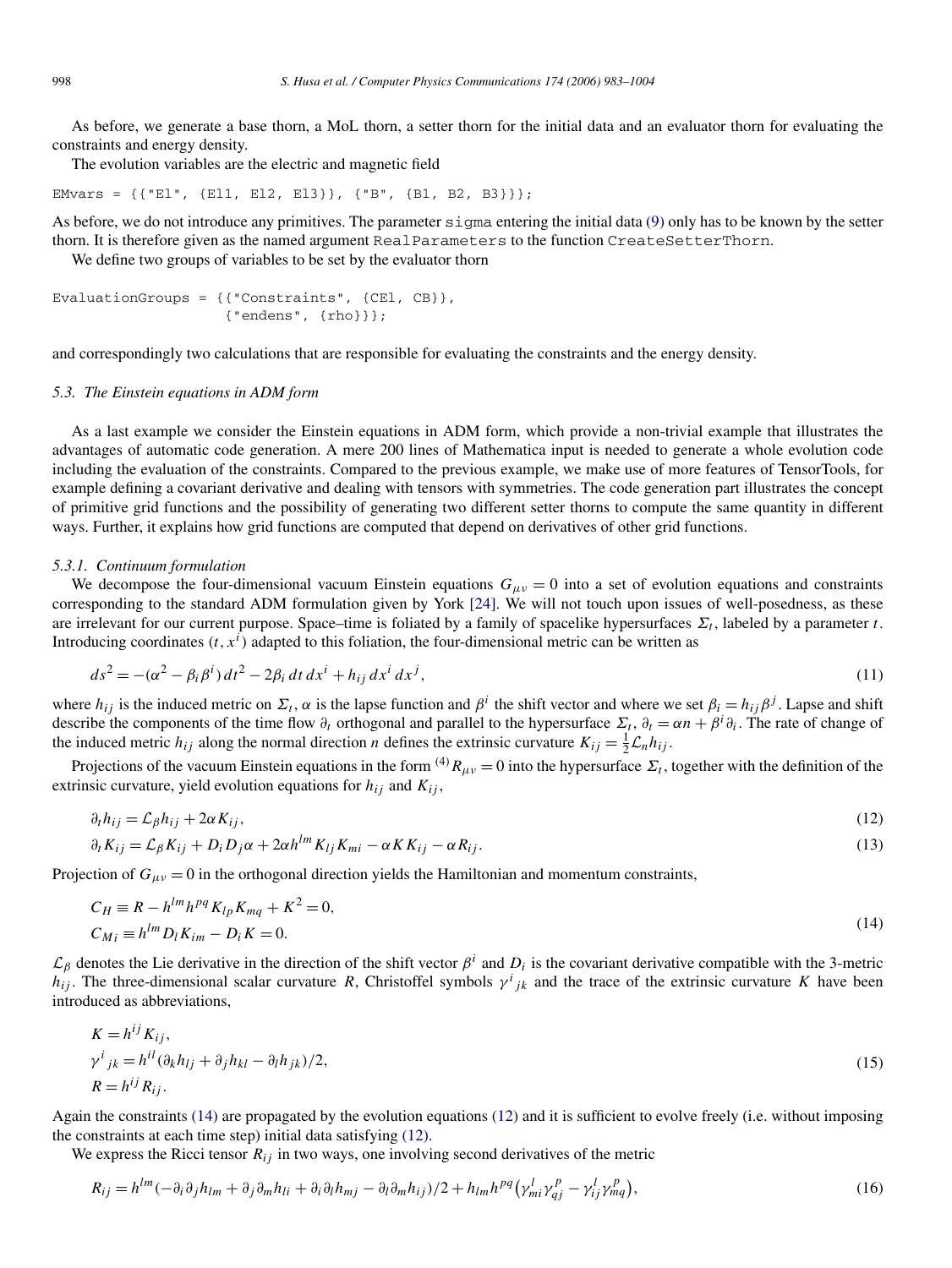As before, we generate a base thorn, a MoL thorn, a setter thorn for the initial data and an evaluator thorn for evaluating the constraints and energy density.

The evolution variables are the electric and magnetic field

```
EMvars = {{"El", {El1, El2, El3}}, {"B", {B1, B2, B3}}};
```

As before, we do not introduce any primitives. The parameter `sigma` entering the initial data (9) only has to be known by the setter thorn. It is therefore given as the named argument `RealParameters` to the function `CreateSetterThorn`.

We define two groups of variables to be set by the evaluator thorn

```
EvaluationGroups = {{"Constraints", {CEl, CB}},
                    {"endens", {rho}}};
```

and correspondingly two calculations that are responsible for evaluating the constraints and the energy density.

### 5.3. The Einstein equations in ADM form

As a last example we consider the Einstein equations in ADM form, which provide a non-trivial example that illustrates the advantages of automatic code generation. A mere 200 lines of Mathematica input is needed to generate a whole evolution code including the evaluation of the constraints. Compared to the previous example, we make use of more features of TensorTools, for example defining a covariant derivative and dealing with tensors with symmetries. The code generation part illustrates the concept of primitive grid functions and the possibility of generating two different setter thorns to compute the same quantity in different ways. Further, it explains how grid functions are computed that depend on derivatives of other grid functions.

#### 5.3.1. Continuum formulation

We decompose the four-dimensional vacuum Einstein equations $G_{\mu\nu} = 0$ into a set of evolution equations and constraints corresponding to the standard ADM formulation given by York [24]. We will not touch upon issues of well-posedness, as these are irrelevant for our current purpose. Space–time is foliated by a family of spacelike hypersurfaces $\Sigma_t$, labeled by a parameter $t$. Introducing coordinates $(t, x^i)$ adapted to this foliation, the four-dimensional metric can be written as

$$ds^2 = -(\alpha^2 - \beta_i \beta^i)\, dt^2 - 2\beta_i\, dt\, dx^i + h_{ij}\, dx^i\, dx^j, \tag{11}$$

where $h_{ij}$ is the induced metric on $\Sigma_t$, $\alpha$ is the lapse function and $\beta^i$ the shift vector and where we set $\beta_i = h_{ij}\beta^j$. Lapse and shift describe the components of the time flow $\partial_t$ orthogonal and parallel to the hypersurface $\Sigma_t$, $\partial_t = \alpha n + \beta^i \partial_i$. The rate of change of the induced metric $h_{ij}$ along the normal direction $n$ defines the extrinsic curvature $K_{ij} = \frac{1}{2}\mathcal{L}_n h_{ij}$.

Projections of the vacuum Einstein equations in the form ${}^{(4)}R_{\mu\nu} = 0$ into the hypersurface $\Sigma_t$, together with the definition of the extrinsic curvature, yield evolution equations for $h_{ij}$ and $K_{ij}$,

$$\partial_t h_{ij} = \mathcal{L}_\beta h_{ij} + 2\alpha K_{ij}, \tag{12}$$

$$\partial_t K_{ij} = \mathcal{L}_\beta K_{ij} + D_i D_j \alpha + 2\alpha h^{lm} K_{lj} K_{mi} - \alpha K K_{ij} - \alpha R_{ij}. \tag{13}$$

Projection of $G_{\mu\nu} = 0$ in the orthogonal direction yields the Hamiltonian and momentum constraints,

$$\begin{aligned} C_H &\equiv R - h^{lm} h^{pq} K_{lp} K_{mq} + K^2 = 0, \\ C_{Mi} &\equiv h^{lm} D_l K_{im} - D_i K = 0. \end{aligned} \tag{14}$$

$\mathcal{L}_\beta$ denotes the Lie derivative in the direction of the shift vector $\beta^i$ and $D_i$ is the covariant derivative compatible with the 3-metric $h_{ij}$. The three-dimensional scalar curvature $R$, Christoffel symbols $\gamma^i{}_{jk}$ and the trace of the extrinsic curvature $K$ have been introduced as abbreviations,

$$\begin{aligned} K &= h^{ij} K_{ij}, \\ \gamma^i{}_{jk} &= h^{il}(\partial_k h_{lj} + \partial_j h_{kl} - \partial_l h_{jk})/2, \\ R &= h^{ij} R_{ij}. \end{aligned} \tag{15}$$

Again the constraints (14) are propagated by the evolution equations (12) and it is sufficient to evolve freely (i.e. without imposing the constraints at each time step) initial data satisfying (12).

We express the Ricci tensor $R_{ij}$ in two ways, one involving second derivatives of the metric

$$R_{ij} = h^{lm}(-\partial_i \partial_j h_{lm} + \partial_j \partial_m h_{li} + \partial_i \partial_l h_{mj} - \partial_l \partial_m h_{ij})/2 + h_{lm} h^{pq}\left(\gamma^l_{mi} \gamma^p_{qj} - \gamma^l_{ij} \gamma^p_{mq}\right), \tag{16}$$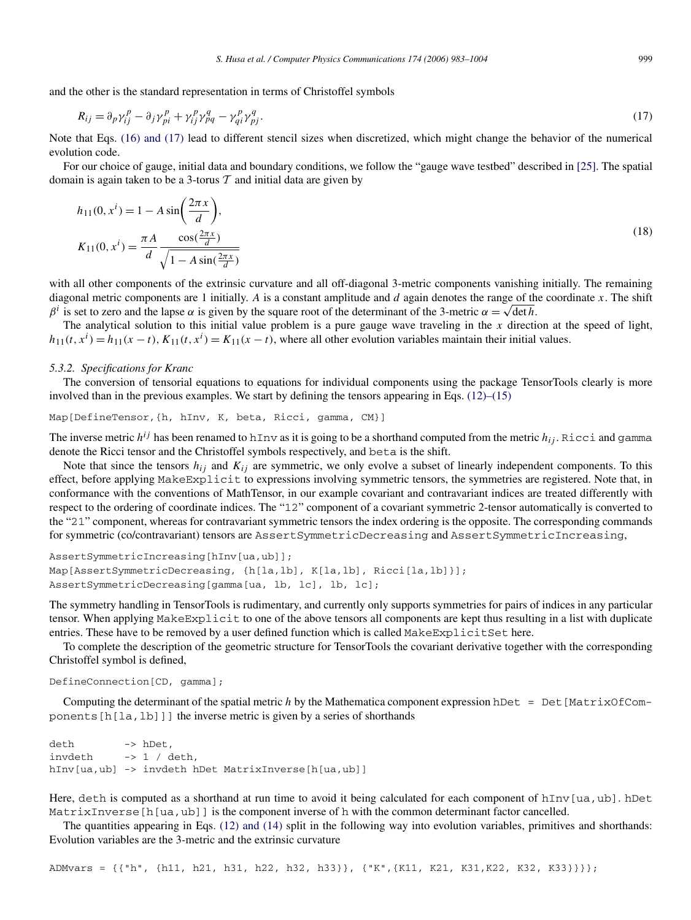and the other is the standard representation in terms of Christoffel symbols

$$R_{ij} = \partial_p \gamma^p_{ij} - \partial_j \gamma^p_{pi} + \gamma^p_{ij}\gamma^q_{pq} - \gamma^p_{qi}\gamma^q_{pj}. \tag{17}$$

Note that Eqs. (16) and (17) lead to different stencil sizes when discretized, which might change the behavior of the numerical evolution code.

For our choice of gauge, initial data and boundary conditions, we follow the "gauge wave testbed" described in [25]. The spatial domain is again taken to be a 3-torus $\mathcal{T}$ and initial data are given by

$$
\begin{aligned}
h_{11}(0, x^i) &= 1 - A \sin\left(\frac{2\pi x}{d}\right),\\
K_{11}(0, x^i) &= \frac{\pi A}{d} \frac{\cos(\frac{2\pi x}{d})}{\sqrt{1 - A \sin(\frac{2\pi x}{d})}}
\end{aligned}
\tag{18}
$$

with all other components of the extrinsic curvature and all off-diagonal 3-metric components vanishing initially. The remaining diagonal metric components are 1 initially. $A$ is a constant amplitude and $d$ again denotes the range of the coordinate $x$. The shift $\beta^i$ is set to zero and the lapse $\alpha$ is given by the square root of the determinant of the 3-metric $\alpha = \sqrt{\det h}$.

The analytical solution to this initial value problem is a pure gauge wave traveling in the $x$ direction at the speed of light, $h_{11}(t, x^i) = h_{11}(x - t)$, $K_{11}(t, x^i) = K_{11}(x - t)$, where all other evolution variables maintain their initial values.

#### 5.3.2. Specifications for Kranc

The conversion of tensorial equations to equations for individual components using the package TensorTools clearly is more involved than in the previous examples. We start by defining the tensors appearing in Eqs. (12)–(15)

```
Map[DefineTensor,{h, hInv, K, beta, Ricci, gamma, CM}]
```

The inverse metric $h^{ij}$ has been renamed to `hInv` as it is going to be a shorthand computed from the metric $h_{ij}$. `Ricci` and `gamma` denote the Ricci tensor and the Christoffel symbols respectively, and `beta` is the shift.

Note that since the tensors $h_{ij}$ and $K_{ij}$ are symmetric, we only evolve a subset of linearly independent components. To this effect, before applying `MakeExplicit` to expressions involving symmetric tensors, the symmetries are registered. Note that, in conformance with the conventions of MathTensor, in our example covariant and contravariant indices are treated differently with respect to the ordering of coordinate indices. The "`12`" component of a covariant symmetric 2-tensor automatically is converted to the "`21`" component, whereas for contravariant symmetric tensors the index ordering is the opposite. The corresponding commands for symmetric (co/contravariant) tensors are `AssertSymmetricDecreasing` and `AssertSymmetricIncreasing`,

```
AssertSymmetricIncreasing[hInv[ua,ub]];
Map[AssertSymmetricDecreasing, {h[la,lb], K[la,lb], Ricci[la,lb]}];
AssertSymmetricDecreasing[gamma[ua, lb, lc], lb, lc];
```

The symmetry handling in TensorTools is rudimentary, and currently only supports symmetries for pairs of indices in any particular tensor. When applying `MakeExplicit` to one of the above tensors all components are kept thus resulting in a list with duplicate entries. These have to be removed by a user defined function which is called `MakeExplicitSet` here.

To complete the description of the geometric structure for TensorTools the covariant derivative together with the corresponding Christoffel symbol is defined,

```
DefineConnection[CD, gamma];
```

Computing the determinant of the spatial metric $h$ by the Mathematica component expression `hDet = Det[MatrixOfComponents[h[la,lb]]]` the inverse metric is given by a series of shorthands

```
deth        -> hDet,
invdeth     -> 1 / deth,
hInv[ua,ub] -> invdeth hDet MatrixInverse[h[ua,ub]]
```

Here, `deth` is computed as a shorthand at run time to avoid it being calculated for each component of `hInv[ua,ub]`. `hDet MatrixInverse[h[ua,ub]]` is the component inverse of `h` with the common determinant factor cancelled.

The quantities appearing in Eqs. (12) and (14) split in the following way into evolution variables, primitives and shorthands: Evolution variables are the 3-metric and the extrinsic curvature

```
ADMvars = {{"h", {h11, h21, h31, h22, h32, h33}}, {"K",{K11, K21, K31,K22, K32, K33}}}};
```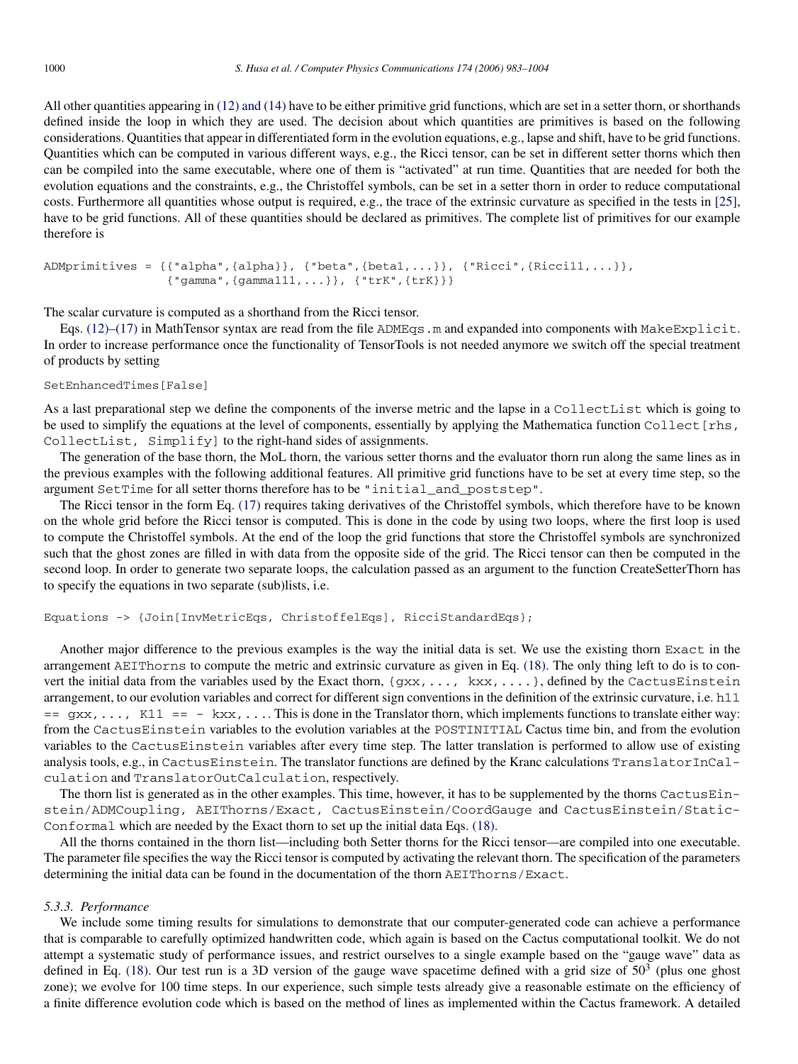All other quantities appearing in (12) and (14) have to be either primitive grid functions, which are set in a setter thorn, or shorthands defined inside the loop in which they are used. The decision about which quantities are primitives is based on the following considerations. Quantities that appear in differentiated form in the evolution equations, e.g., lapse and shift, have to be grid functions. Quantities which can be computed in various different ways, e.g., the Ricci tensor, can be set in different setter thorns which then can be compiled into the same executable, where one of them is "activated" at run time. Quantities that are needed for both the evolution equations and the constraints, e.g., the Christoffel symbols, can be set in a setter thorn in order to reduce computational costs. Furthermore all quantities whose output is required, e.g., the trace of the extrinsic curvature as specified in the tests in [25], have to be grid functions. All of these quantities should be declared as primitives. The complete list of primitives for our example therefore is

```
ADMprimitives = {{"alpha",{alpha}}, {"beta",{beta1,...}}, {"Ricci",{Ricci11,...}},
                {"gamma",{gamma111,...}}, {"trK",{trK}}}
```

The scalar curvature is computed as a shorthand from the Ricci tensor.

Eqs. (12)–(17) in MathTensor syntax are read from the file `ADMEqs.m` and expanded into components with `MakeExplicit`. In order to increase performance once the functionality of TensorTools is not needed anymore we switch off the special treatment of products by setting

```
SetEnhancedTimes[False]
```

As a last preparational step we define the components of the inverse metric and the lapse in a `CollectList` which is going to be used to simplify the equations at the level of components, essentially by applying the Mathematica function `Collect[rhs, CollectList, Simplify]` to the right-hand sides of assignments.

The generation of the base thorn, the MoL thorn, the various setter thorns and the evaluator thorn run along the same lines as in the previous examples with the following additional features. All primitive grid functions have to be set at every time step, so the argument `SetTime` for all setter thorns therefore has to be `"initial_and_poststep"`.

The Ricci tensor in the form Eq. (17) requires taking derivatives of the Christoffel symbols, which therefore have to be known on the whole grid before the Ricci tensor is computed. This is done in the code by using two loops, where the first loop is used to compute the Christoffel symbols. At the end of the loop the grid functions that store the Christoffel symbols are synchronized such that the ghost zones are filled in with data from the opposite side of the grid. The Ricci tensor can then be computed in the second loop. In order to generate two separate loops, the calculation passed as an argument to the function CreateSetterThorn has to specify the equations in two separate (sub)lists, i.e.

```
Equations -> {Join[InvMetricEqs, ChristoffelEqs], RicciStandardEqs};
```

Another major difference to the previous examples is the way the initial data is set. We use the existing thorn `Exact` in the arrangement `AEIThorns` to compute the metric and extrinsic curvature as given in Eq. (18). The only thing left to do is to convert the initial data from the variables used by the Exact thorn, `{gxx,..., kxx,...}`, defined by the `CactusEinstein` arrangement, to our evolution variables and correct for different sign conventions in the definition of the extrinsic curvature, i.e. `h11 == gxx,..., K11 == - kxx,...`. This is done in the Translator thorn, which implements functions to translate either way: from the `CactusEinstein` variables to the evolution variables at the `POSTINITIAL` Cactus time bin, and from the evolution variables to the `CactusEinstein` variables after every time step. The latter translation is performed to allow use of existing analysis tools, e.g., in `CactusEinstein`. The translator functions are defined by the Kranc calculations `TranslatorInCalculation` and `TranslatorOutCalculation`, respectively.

The thorn list is generated as in the other examples. This time, however, it has to be supplemented by the thorns `CactusEinstein/ADMCoupling`, `AEIThorns/Exact`, `CactusEinstein/CoordGauge` and `CactusEinstein/StaticConformal` which are needed by the Exact thorn to set up the initial data Eqs. (18).

All the thorns contained in the thorn list—including both Setter thorns for the Ricci tensor—are compiled into one executable. The parameter file specifies the way the Ricci tensor is computed by activating the relevant thorn. The specification of the parameters determining the initial data can be found in the documentation of the thorn `AEIThorns/Exact`.

#### 5.3.3. Performance

We include some timing results for simulations to demonstrate that our computer-generated code can achieve a performance that is comparable to carefully optimized handwritten code, which again is based on the Cactus computational toolkit. We do not attempt a systematic study of performance issues, and restrict ourselves to a single example based on the "gauge wave" data as defined in Eq. (18). Our test run is a 3D version of the gauge wave spacetime defined with a grid size of $50^3$ (plus one ghost zone); we evolve for 100 time steps. In our experience, such simple tests already give a reasonable estimate on the efficiency of a finite difference evolution code which is based on the method of lines as implemented within the Cactus framework. A detailed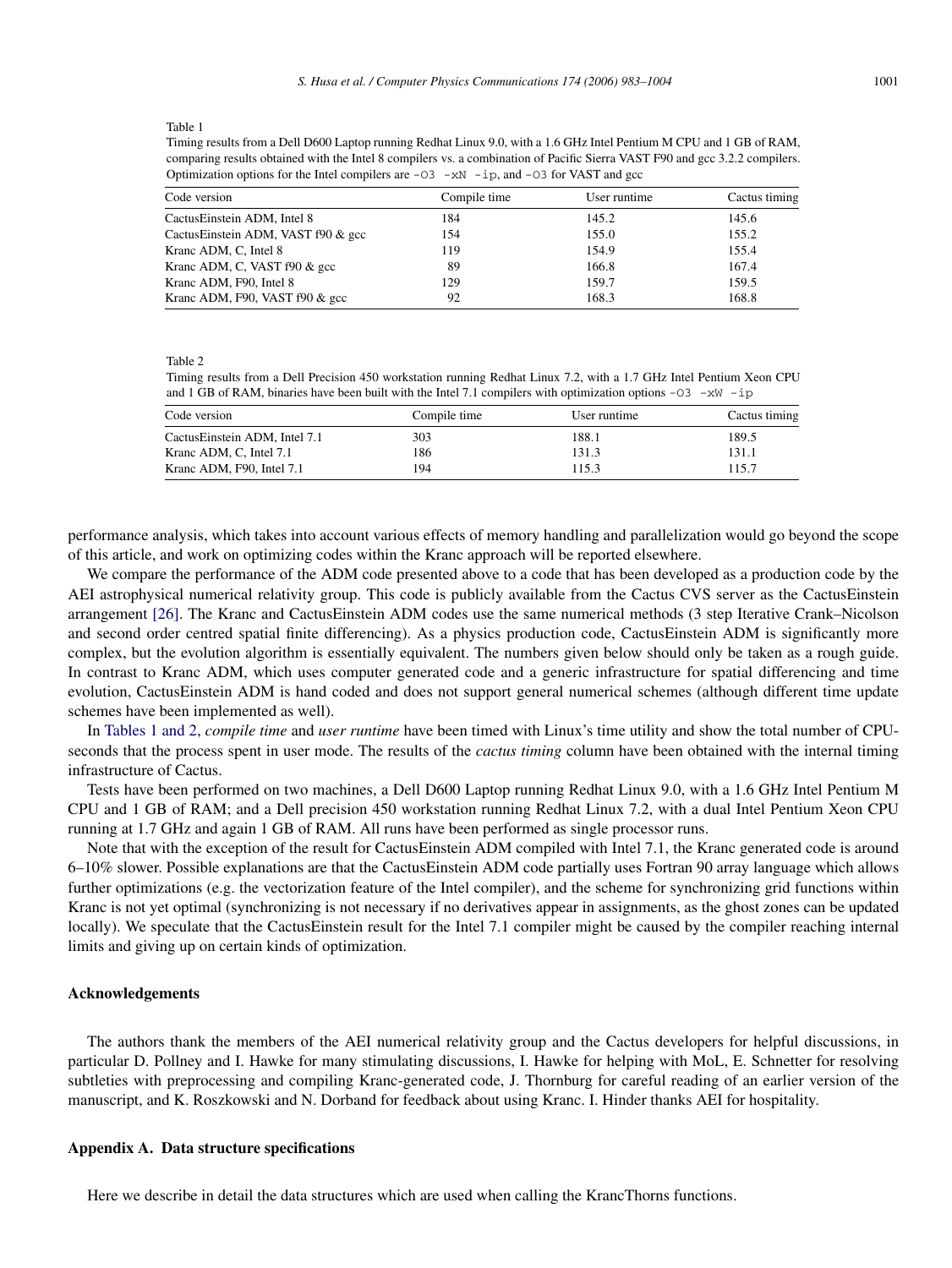Table 1

Timing results from a Dell D600 Laptop running Redhat Linux 9.0, with a 1.6 GHz Intel Pentium M CPU and 1 GB of RAM, comparing results obtained with the Intel 8 compilers vs. a combination of Pacific Sierra VAST F90 and gcc 3.2.2 compilers. Optimization options for the Intel compilers are `-O3 -xN -ip`, and `-O3` for VAST and gcc

| Code version | Compile time | User runtime | Cactus timing |
|---|---|---|---|
| CactusEinstein ADM, Intel 8 | 184 | 145.2 | 145.6 |
| CactusEinstein ADM, VAST f90 & gcc | 154 | 155.0 | 155.2 |
| Kranc ADM, C, Intel 8 | 119 | 154.9 | 155.4 |
| Kranc ADM, C, VAST f90 & gcc | 89 | 166.8 | 167.4 |
| Kranc ADM, F90, Intel 8 | 129 | 159.7 | 159.5 |
| Kranc ADM, F90, VAST f90 & gcc | 92 | 168.3 | 168.8 |

Table 2

Timing results from a Dell Precision 450 workstation running Redhat Linux 7.2, with a 1.7 GHz Intel Pentium Xeon CPU and 1 GB of RAM, binaries have been built with the Intel 7.1 compilers with optimization options `-O3 -xW -ip`

| Code version | Compile time | User runtime | Cactus timing |
|---|---|---|---|
| CactusEinstein ADM, Intel 7.1 | 303 | 188.1 | 189.5 |
| Kranc ADM, C, Intel 7.1 | 186 | 131.3 | 131.1 |
| Kranc ADM, F90, Intel 7.1 | 194 | 115.3 | 115.7 |

performance analysis, which takes into account various effects of memory handling and parallelization would go beyond the scope of this article, and work on optimizing codes within the Kranc approach will be reported elsewhere.

We compare the performance of the ADM code presented above to a code that has been developed as a production code by the AEI astrophysical numerical relativity group. This code is publicly available from the Cactus CVS server as the CactusEinstein arrangement [26]. The Kranc and CactusEinstein ADM codes use the same numerical methods (3 step Iterative Crank–Nicolson and second order centred spatial finite differencing). As a physics production code, CactusEinstein ADM is significantly more complex, but the evolution algorithm is essentially equivalent. The numbers given below should only be taken as a rough guide. In contrast to Kranc ADM, which uses computer generated code and a generic infrastructure for spatial differencing and time evolution, CactusEinstein ADM is hand coded and does not support general numerical schemes (although different time update schemes have been implemented as well).

In Tables 1 and 2, *compile time* and *user runtime* have been timed with Linux's time utility and show the total number of CPU-seconds that the process spent in user mode. The results of the *cactus timing* column have been obtained with the internal timing infrastructure of Cactus.

Tests have been performed on two machines, a Dell D600 Laptop running Redhat Linux 9.0, with a 1.6 GHz Intel Pentium M CPU and 1 GB of RAM; and a Dell precision 450 workstation running Redhat Linux 7.2, with a dual Intel Pentium Xeon CPU running at 1.7 GHz and again 1 GB of RAM. All runs have been performed as single processor runs.

Note that with the exception of the result for CactusEinstein ADM compiled with Intel 7.1, the Kranc generated code is around 6–10% slower. Possible explanations are that the CactusEinstein ADM code partially uses Fortran 90 array language which allows further optimizations (e.g. the vectorization feature of the Intel compiler), and the scheme for synchronizing grid functions within Kranc is not yet optimal (synchronizing is not necessary if no derivatives appear in assignments, as the ghost zones can be updated locally). We speculate that the CactusEinstein result for the Intel 7.1 compiler might be caused by the compiler reaching internal limits and giving up on certain kinds of optimization.

## Acknowledgements

The authors thank the members of the AEI numerical relativity group and the Cactus developers for helpful discussions, in particular D. Pollney and I. Hawke for many stimulating discussions, I. Hawke for helping with MoL, E. Schnetter for resolving subtleties with preprocessing and compiling Kranc-generated code, J. Thornburg for careful reading of an earlier version of the manuscript, and K. Roszkowski and N. Dorband for feedback about using Kranc. I. Hinder thanks AEI for hospitality.

## Appendix A. Data structure specifications

Here we describe in detail the data structures which are used when calling the KrancThorns functions.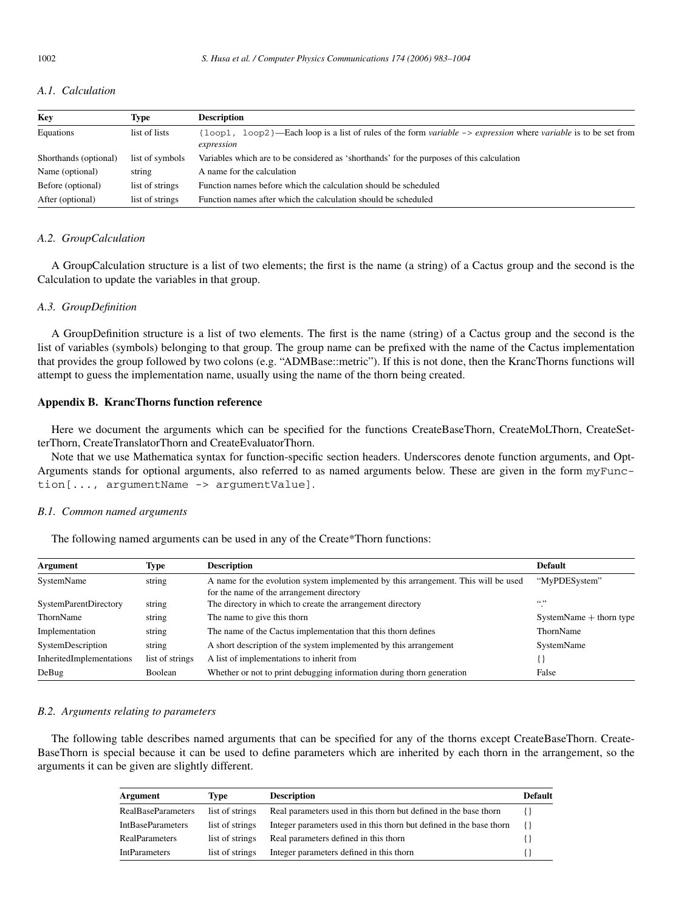### A.1. Calculation

| Key | Type | Description |
|---|---|---|
| Equations | list of lists | `{loop1, loop2}`—Each loop is a list of rules of the form *variable* `->` *expression* where *variable* is to be set from *expression* |
| Shorthands (optional) | list of symbols | Variables which are to be considered as 'shorthands' for the purposes of this calculation |
| Name (optional) | string | A name for the calculation |
| Before (optional) | list of strings | Function names before which the calculation should be scheduled |
| After (optional) | list of strings | Function names after which the calculation should be scheduled |

### A.2. GroupCalculation

A GroupCalculation structure is a list of two elements; the first is the name (a string) of a Cactus group and the second is the Calculation to update the variables in that group.

### A.3. GroupDefinition

A GroupDefinition structure is a list of two elements. The first is the name (string) of a Cactus group and the second is the list of variables (symbols) belonging to that group. The group name can be prefixed with the name of the Cactus implementation that provides the group followed by two colons (e.g. "ADMBase::metric"). If this is not done, then the KrancThorns functions will attempt to guess the implementation name, usually using the name of the thorn being created.

## Appendix B. KrancThorns function reference

Here we document the arguments which can be specified for the functions CreateBaseThorn, CreateMoLThorn, CreateSetterThorn, CreateTranslatorThorn and CreateEvaluatorThorn.

Note that we use Mathematica syntax for function-specific section headers. Underscores denote function arguments, and OptArguments stands for optional arguments, also referred to as named arguments below. These are given in the form `myFunction[..., argumentName -> argumentValue]`.

### B.1. Common named arguments

The following named arguments can be used in any of the Create*Thorn functions:

| Argument | Type | Description | Default |
|---|---|---|---|
| SystemName | string | A name for the evolution system implemented by this arrangement. This will be used for the name of the arrangement directory | "MyPDESystem" |
| SystemParentDirectory | string | The directory in which to create the arrangement directory | "." |
| ThornName | string | The name to give this thorn | SystemName + thorn type |
| Implementation | string | The name of the Cactus implementation that this thorn defines | ThornName |
| SystemDescription | string | A short description of the system implemented by this arrangement | SystemName |
| InheritedImplementations | list of strings | A list of implementations to inherit from | {} |
| DeBug | Boolean | Whether or not to print debugging information during thorn generation | False |

### B.2. Arguments relating to parameters

The following table describes named arguments that can be specified for any of the thorns except CreateBaseThorn. CreateBaseThorn is special because it can be used to define parameters which are inherited by each thorn in the arrangement, so the arguments it can be given are slightly different.

| Argument | Type | Description | Default |
|---|---|---|---|
| RealBaseParameters | list of strings | Real parameters used in this thorn but defined in the base thorn | {} |
| IntBaseParameters | list of strings | Integer parameters used in this thorn but defined in the base thorn | {} |
| RealParameters | list of strings | Real parameters defined in this thorn | {} |
| IntParameters | list of strings | Integer parameters defined in this thorn | {} |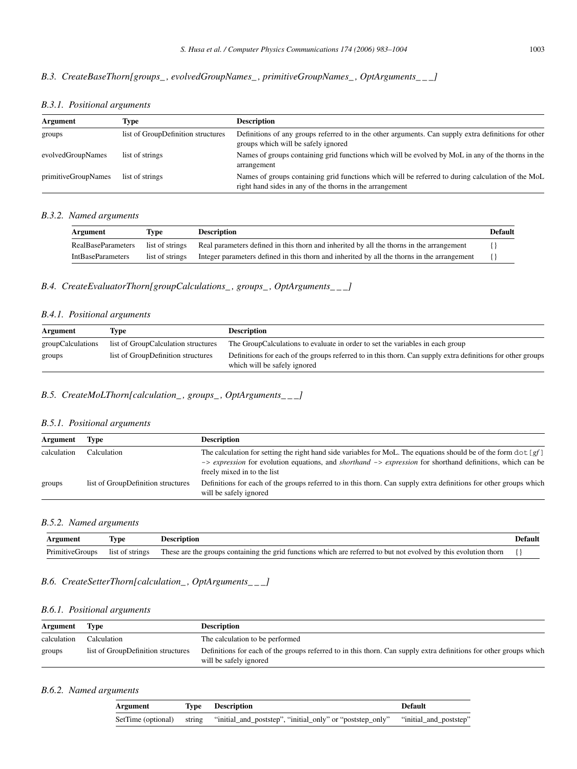### B.3. CreateBaseThorn[groups_, evolvedGroupNames_, primitiveGroupNames_, OptArguments___]

#### B.3.1. Positional arguments

| Argument | Type | Description |
|---|---|---|
| groups | list of GroupDefinition structures | Definitions of any groups referred to in the other arguments. Can supply extra definitions for other groups which will be safely ignored |
| evolvedGroupNames | list of strings | Names of groups containing grid functions which will be evolved by MoL in any of the thorns in the arrangement |
| primitiveGroupNames | list of strings | Names of groups containing grid functions which will be referred to during calculation of the MoL right hand sides in any of the thorns in the arrangement |

#### B.3.2. Named arguments

| Argument | Type | Description | Default |
|---|---|---|---|
| RealBaseParameters | list of strings | Real parameters defined in this thorn and inherited by all the thorns in the arrangement | {} |
| IntBaseParameters | list of strings | Integer parameters defined in this thorn and inherited by all the thorns in the arrangement | {} |

### B.4. CreateEvaluatorThorn[groupCalculations_, groups_, OptArguments___]

#### B.4.1. Positional arguments

| Argument | Type | Description |
|---|---|---|
| groupCalculations | list of GroupCalculation structures | The GroupCalculations to evaluate in order to set the variables in each group |
| groups | list of GroupDefinition structures | Definitions for each of the groups referred to in this thorn. Can supply extra definitions for other groups which will be safely ignored |

### B.5. CreateMoLThorn[calculation_, groups_, OptArguments___]

#### B.5.1. Positional arguments

| Argument | Type | Description |
|---|---|---|
| calculation | Calculation | The calculation for setting the right hand side variables for MoL. The equations should be of the form `dot[`*gf*`]` `->` *expression* for evolution equations, and *shorthand* `->` *expression* for shorthand definitions, which can be freely mixed in to the list |
| groups | list of GroupDefinition structures | Definitions for each of the groups referred to in this thorn. Can supply extra definitions for other groups which will be safely ignored |

#### B.5.2. Named arguments

| Argument | Type | Description | Default |
|---|---|---|---|
| PrimitiveGroups | list of strings | These are the groups containing the grid functions which are referred to but not evolved by this evolution thorn | {} |

### B.6. CreateSetterThorn[calculation_, OptArguments___]

#### B.6.1. Positional arguments

| Argument | Type | Description |
|---|---|---|
| calculation | Calculation | The calculation to be performed |
| groups | list of GroupDefinition structures | Definitions for each of the groups referred to in this thorn. Can supply extra definitions for other groups which will be safely ignored |

#### B.6.2. Named arguments

| Argument | Type | Description | Default |
|---|---|---|---|
| SetTime (optional) | string | "initial_and_poststep", "initial_only" or "poststep_only" | "initial_and_poststep" |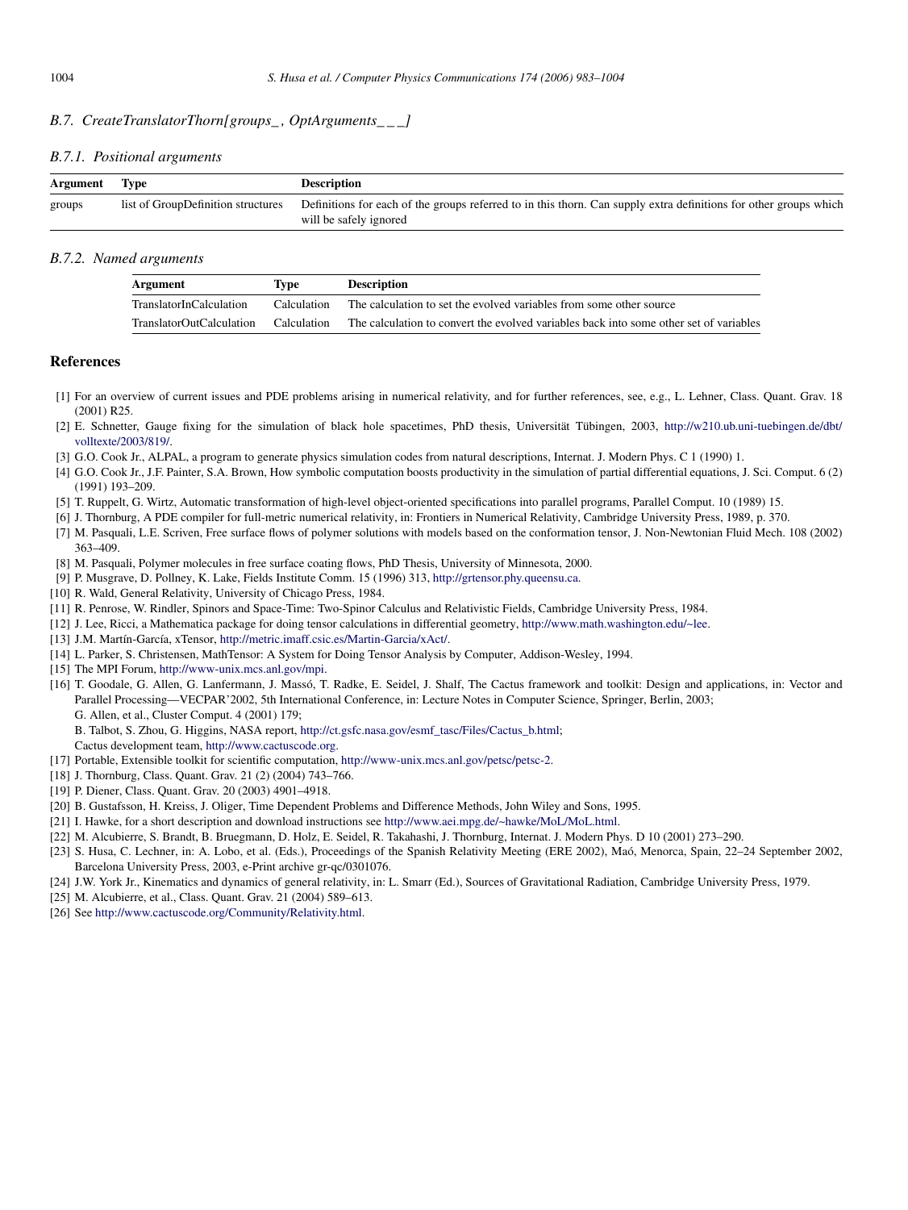### *B.7. CreateTranslatorThorn[groups_, OptArguments___]*

#### *B.7.1. Positional arguments*

| Argument | Type | Description |
|---|---|---|
| groups | list of GroupDefinition structures | Definitions for each of the groups referred to in this thorn. Can supply extra definitions for other groups which will be safely ignored |

#### *B.7.2. Named arguments*

| Argument | Type | Description |
|---|---|---|
| TranslatorInCalculation | Calculation | The calculation to set the evolved variables from some other source |
| TranslatorOutCalculation | Calculation | The calculation to convert the evolved variables back into some other set of variables |

## References

[1] For an overview of current issues and PDE problems arising in numerical relativity, and for further references, see, e.g., L. Lehner, Class. Quant. Grav. 18 (2001) R25.

[2] E. Schnetter, Gauge fixing for the simulation of black hole spacetimes, PhD thesis, Universität Tübingen, 2003, http://w210.ub.uni-tuebingen.de/dbt/volltexte/2003/819/.

[3] G.O. Cook Jr., ALPAL, a program to generate physics simulation codes from natural descriptions, Internat. J. Modern Phys. C 1 (1990) 1.

[4] G.O. Cook Jr., J.F. Painter, S.A. Brown, How symbolic computation boosts productivity in the simulation of partial differential equations, J. Sci. Comput. 6 (2) (1991) 193–209.

[5] T. Ruppelt, G. Wirtz, Automatic transformation of high-level object-oriented specifications into parallel programs, Parallel Comput. 10 (1989) 15.

[6] J. Thornburg, A PDE compiler for full-metric numerical relativity, in: Frontiers in Numerical Relativity, Cambridge University Press, 1989, p. 370.

[7] M. Pasquali, L.E. Scriven, Free surface flows of polymer solutions with models based on the conformation tensor, J. Non-Newtonian Fluid Mech. 108 (2002) 363–409.

[8] M. Pasquali, Polymer molecules in free surface coating flows, PhD Thesis, University of Minnesota, 2000.

[9] P. Musgrave, D. Pollney, K. Lake, Fields Institute Comm. 15 (1996) 313, http://grtensor.phy.queensu.ca.

[10] R. Wald, General Relativity, University of Chicago Press, 1984.

[11] R. Penrose, W. Rindler, Spinors and Space-Time: Two-Spinor Calculus and Relativistic Fields, Cambridge University Press, 1984.

[12] J. Lee, Ricci, a Mathematica package for doing tensor calculations in differential geometry, http://www.math.washington.edu/~lee.

[13] J.M. Martín-García, xTensor, http://metric.imaff.csic.es/Martin-Garcia/xAct/.

[14] L. Parker, S. Christensen, MathTensor: A System for Doing Tensor Analysis by Computer, Addison-Wesley, 1994.

[15] The MPI Forum, http://www-unix.mcs.anl.gov/mpi.

[16] T. Goodale, G. Allen, G. Lanfermann, J. Massó, T. Radke, E. Seidel, J. Shalf, The Cactus framework and toolkit: Design and applications, in: Vector and Parallel Processing—VECPAR'2002, 5th International Conference, in: Lecture Notes in Computer Science, Springer, Berlin, 2003;
G. Allen, et al., Cluster Comput. 4 (2001) 179;
B. Talbot, S. Zhou, G. Higgins, NASA report, http://ct.gsfc.nasa.gov/esmf_tasc/Files/Cactus_b.html;
Cactus development team, http://www.cactuscode.org.

[17] Portable, Extensible toolkit for scientific computation, http://www-unix.mcs.anl.gov/petsc/petsc-2.

[18] J. Thornburg, Class. Quant. Grav. 21 (2) (2004) 743–766.

[19] P. Diener, Class. Quant. Grav. 20 (2003) 4901–4918.

[20] B. Gustafsson, H. Kreiss, J. Oliger, Time Dependent Problems and Difference Methods, John Wiley and Sons, 1995.

[21] I. Hawke, for a short description and download instructions see http://www.aei.mpg.de/~hawke/MoL/MoL.html.

[22] M. Alcubierre, S. Brandt, B. Bruegmann, D. Holz, E. Seidel, R. Takahashi, J. Thornburg, Internat. J. Modern Phys. D 10 (2001) 273–290.

[23] S. Husa, C. Lechner, in: A. Lobo, et al. (Eds.), Proceedings of the Spanish Relativity Meeting (ERE 2002), Maó, Menorca, Spain, 22–24 September 2002, Barcelona University Press, 2003, e-Print archive gr-qc/0301076.

[24] J.W. York Jr., Kinematics and dynamics of general relativity, in: L. Smarr (Ed.), Sources of Gravitational Radiation, Cambridge University Press, 1979.

[25] M. Alcubierre, et al., Class. Quant. Grav. 21 (2004) 589–613.

[26] See http://www.cactuscode.org/Community/Relativity.html.